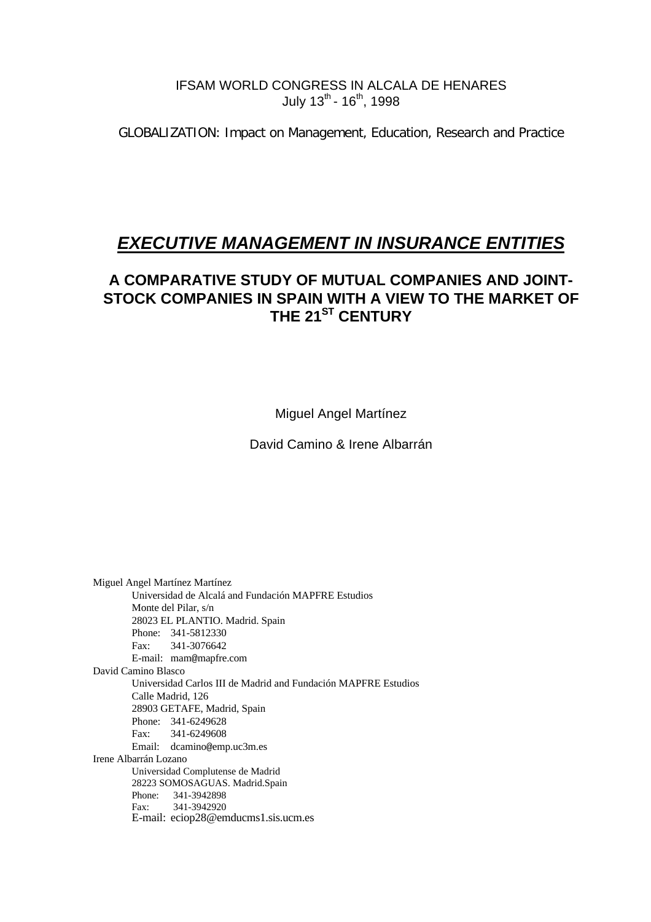IFSAM WORLD CONGRESS IN ALCALA DE HENARES
July 13th - 16th, 1998

GLOBALIZATION: Impact on Management, Education, Research and Practice

# *EXECUTIVE MANAGEMENT IN INSURANCE ENTITIES*

## A COMPARATIVE STUDY OF MUTUAL COMPANIES AND JOINT-STOCK COMPANIES IN SPAIN WITH A VIEW TO THE MARKET OF THE 21ST CENTURY

Miguel Angel Martínez

David Camino & Irene Albarrán

Miguel Angel Martínez Martínez
Universidad de Alcalá and Fundación MAPFRE Estudios
Monte del Pilar, s/n
28023 EL PLANTIO. Madrid. Spain
Phone: 341-5812330
Fax: 341-3076642
E-mail: mam@mapfre.com

David Camino Blasco
Universidad Carlos III de Madrid and Fundación MAPFRE Estudios
Calle Madrid, 126
28903 GETAFE, Madrid, Spain
Phone: 341-6249628
Fax: 341-6249608
Email: dcamino@emp.uc3m.es

Irene Albarrán Lozano
Universidad Complutense de Madrid
28223 SOMOSAGUAS. Madrid.Spain
Phone: 341-3942898
Fax: 341-3942920
E-mail: eciop28@emducms1.sis.ucm.es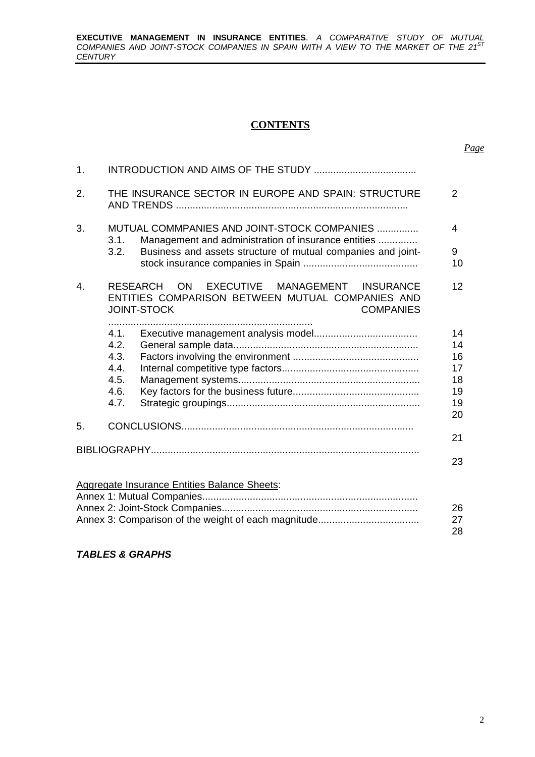# CONTENTS

*Page*

| | | |
|---|---|---|
| 1. | INTRODUCTION AND AIMS OF THE STUDY ..................................... | |
| 2. | THE INSURANCE SECTOR IN EUROPE AND SPAIN: STRUCTURE AND TRENDS ................................................................................... | 2 |
| 3. | MUTUAL COMMPANIES AND JOINT-STOCK COMPANIES ............... | 4 |
| | 3.1. Management and administration of insurance entities .............. | 9 |
| | 3.2. Business and assets structure of mutual companies and joint-stock insurance companies in Spain ......................................... | 10 |
| 4. | RESEARCH ON EXECUTIVE MANAGEMENT INSURANCE ENTITIES COMPARISON BETWEEN MUTUAL COMPANIES AND JOINT-STOCK COMPANIES ......................................................................... | 12 |
| | 4.1. Executive management analysis model..................................... | 14 |
| | 4.2. General sample data.................................................................. | 14 |
| | 4.3. Factors involving the environment ............................................. | 16 |
| | 4.4. Internal competitive type factors................................................. | 17 |
| | 4.5. Management systems................................................................. | 18 |
| | 4.6. Key factors for the business future............................................. | 19 |
| | 4.7. Strategic groupings..................................................................... | 19 |
| 5. | CONCLUSIONS................................................................................... | 20 |
| | BIBLIOGRAPHY................................................................................................. | 21 |
| | | 23 |

Aggregate Insurance Entities Balance Sheets:

| | |
|---|---|
| Annex 1: Mutual Companies.............................................................................. | 26 |
| Annex 2: Joint-Stock Companies...................................................................... | 27 |
| Annex 3: Comparison of the weight of each magnitude.................................... | 28 |

***TABLES & GRAPHS***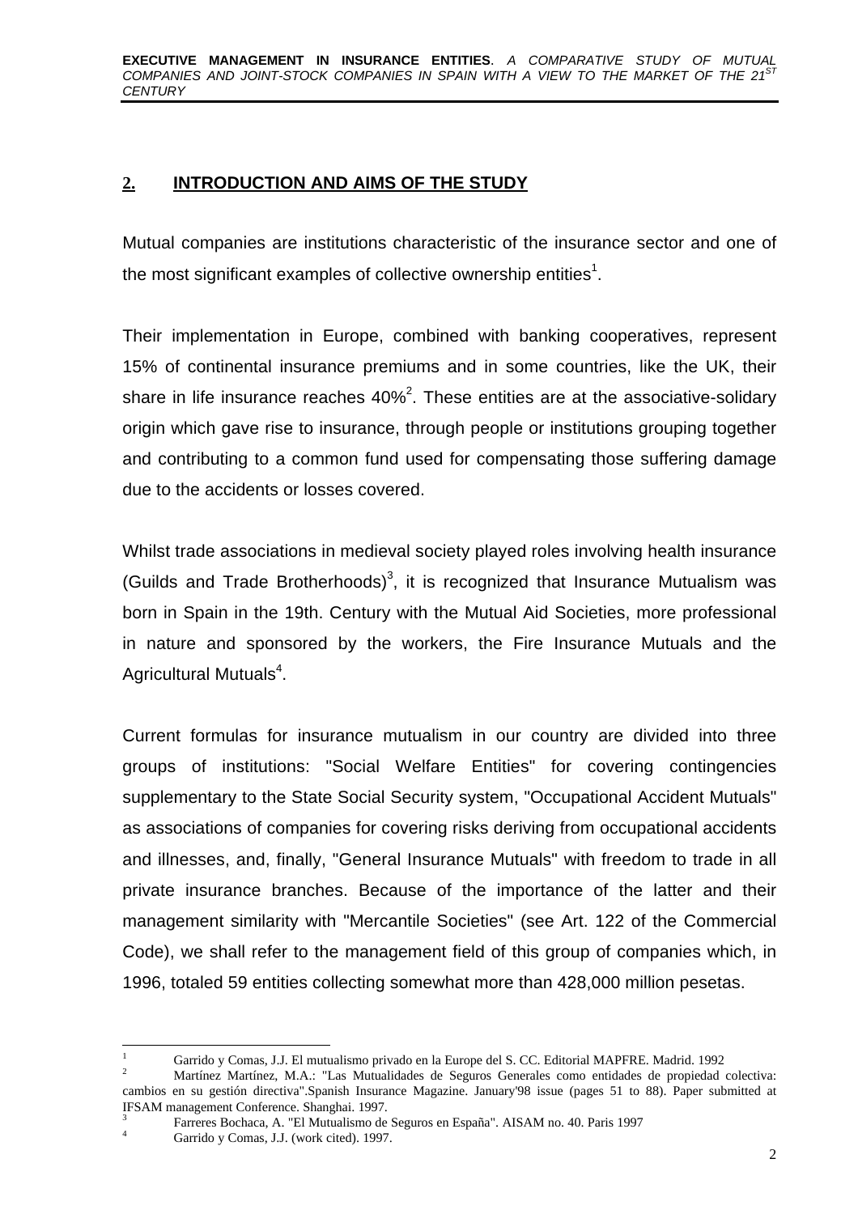## 2. INTRODUCTION AND AIMS OF THE STUDY

Mutual companies are institutions characteristic of the insurance sector and one of the most significant examples of collective ownership entities[1].

Their implementation in Europe, combined with banking cooperatives, represent 15% of continental insurance premiums and in some countries, like the UK, their share in life insurance reaches 40%[2]. These entities are at the associative-solidary origin which gave rise to insurance, through people or institutions grouping together and contributing to a common fund used for compensating those suffering damage due to the accidents or losses covered.

Whilst trade associations in medieval society played roles involving health insurance (Guilds and Trade Brotherhoods)[3], it is recognized that Insurance Mutualism was born in Spain in the 19th. Century with the Mutual Aid Societies, more professional in nature and sponsored by the workers, the Fire Insurance Mutuals and the Agricultural Mutuals[4].

Current formulas for insurance mutualism in our country are divided into three groups of institutions: "Social Welfare Entities" for covering contingencies supplementary to the State Social Security system, "Occupational Accident Mutuals" as associations of companies for covering risks deriving from occupational accidents and illnesses, and, finally, "General Insurance Mutuals" with freedom to trade in all private insurance branches. Because of the importance of the latter and their management similarity with "Mercantile Societies" (see Art. 122 of the Commercial Code), we shall refer to the management field of this group of companies which, in 1996, totaled 59 entities collecting somewhat more than 428,000 million pesetas.

---

[1] Garrido y Comas, J.J. El mutualismo privado en la Europe del S. CC. Editorial MAPFRE. Madrid. 1992

[2] Martínez Martínez, M.A.: "Las Mutualidades de Seguros Generales como entidades de propiedad colectiva: cambios en su gestión directiva".Spanish Insurance Magazine. January'98 issue (pages 51 to 88). Paper submitted at IFSAM management Conference. Shanghai. 1997.

[3] Farreres Bochaca, A. "El Mutualismo de Seguros en España". AISAM no. 40. Paris 1997

[4] Garrido y Comas, J.J. (work cited). 1997.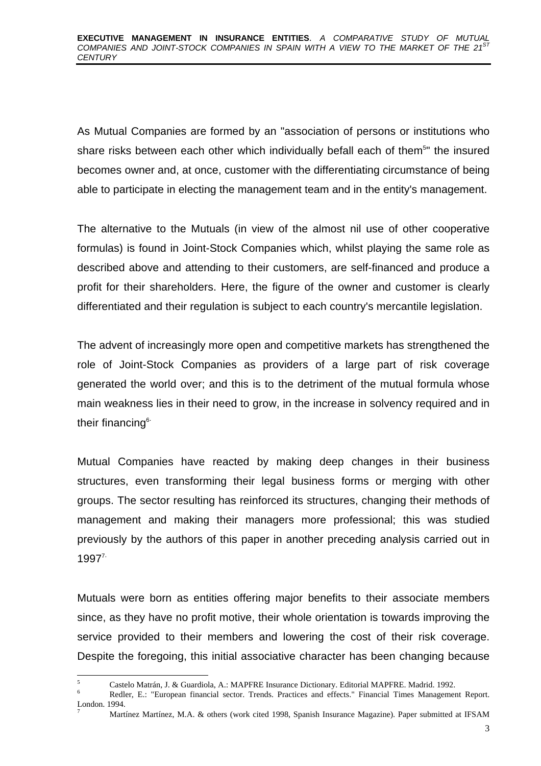As Mutual Companies are formed by an "association of persons or institutions who share risks between each other which individually befall each of them[5]" the insured becomes owner and, at once, customer with the differentiating circumstance of being able to participate in electing the management team and in the entity's management.

The alternative to the Mutuals (in view of the almost nil use of other cooperative formulas) is found in Joint-Stock Companies which, whilst playing the same role as described above and attending to their customers, are self-financed and produce a profit for their shareholders. Here, the figure of the owner and customer is clearly differentiated and their regulation is subject to each country's mercantile legislation.

The advent of increasingly more open and competitive markets has strengthened the role of Joint-Stock Companies as providers of a large part of risk coverage generated the world over; and this is to the detriment of the mutual formula whose main weakness lies in their need to grow, in the increase in solvency required and in their financing[6].

Mutual Companies have reacted by making deep changes in their business structures, even transforming their legal business forms or merging with other groups. The sector resulting has reinforced its structures, changing their methods of management and making their managers more professional; this was studied previously by the authors of this paper in another preceding analysis carried out in 1997[7].

Mutuals were born as entities offering major benefits to their associate members since, as they have no profit motive, their whole orientation is towards improving the service provided to their members and lowering the cost of their risk coverage. Despite the foregoing, this initial associative character has been changing because

---

[5] Castelo Matrán, J. & Guardiola, A.: MAPFRE Insurance Dictionary. Editorial MAPFRE. Madrid. 1992.

[6] Redler, E.: "European financial sector. Trends. Practices and effects." Financial Times Management Report. London. 1994.

[7] Martínez Martínez, M.A. & others (work cited 1998, Spanish Insurance Magazine). Paper submitted at IFSAM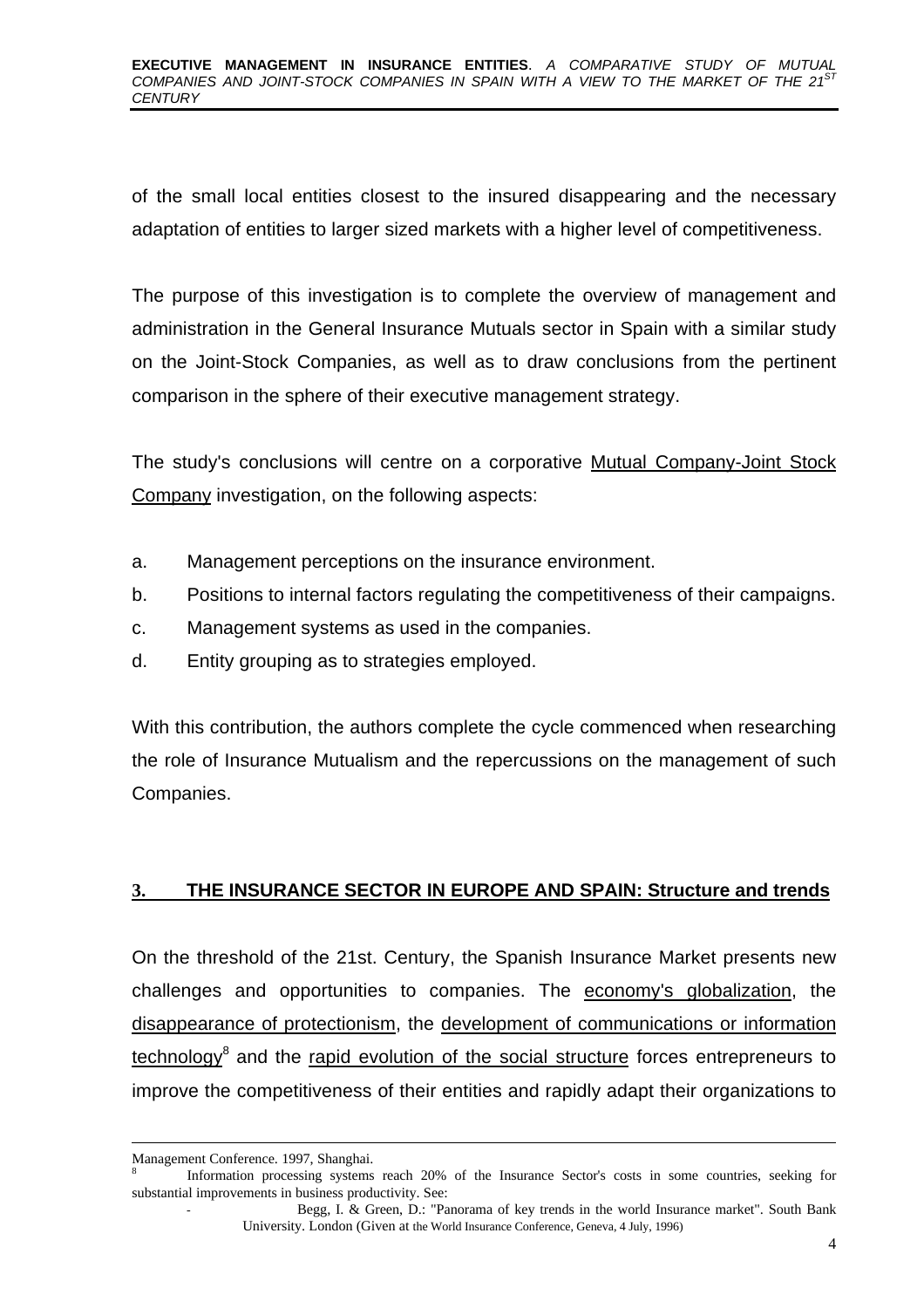of the small local entities closest to the insured disappearing and the necessary adaptation of entities to larger sized markets with a higher level of competitiveness.

The purpose of this investigation is to complete the overview of management and administration in the General Insurance Mutuals sector in Spain with a similar study on the Joint-Stock Companies, as well as to draw conclusions from the pertinent comparison in the sphere of their executive management strategy.

The study's conclusions will centre on a corporative Mutual Company-Joint Stock Company investigation, on the following aspects:

a. Management perceptions on the insurance environment.
b. Positions to internal factors regulating the competitiveness of their campaigns.
c. Management systems as used in the companies.
d. Entity grouping as to strategies employed.

With this contribution, the authors complete the cycle commenced when researching the role of Insurance Mutualism and the repercussions on the management of such Companies.

## 3. THE INSURANCE SECTOR IN EUROPE AND SPAIN: Structure and trends

On the threshold of the 21st. Century, the Spanish Insurance Market presents new challenges and opportunities to companies. The economy's globalization, the disappearance of protectionism, the development of communications or information technology[8] and the rapid evolution of the social structure forces entrepreneurs to improve the competitiveness of their entities and rapidly adapt their organizations to

---

Management Conference. 1997, Shanghai.

[8] Information processing systems reach 20% of the Insurance Sector's costs in some countries, seeking for substantial improvements in business productivity. See:

- Begg, I. & Green, D.: "Panorama of key trends in the world Insurance market". South Bank University. London (Given at the World Insurance Conference, Geneva, 4 July, 1996)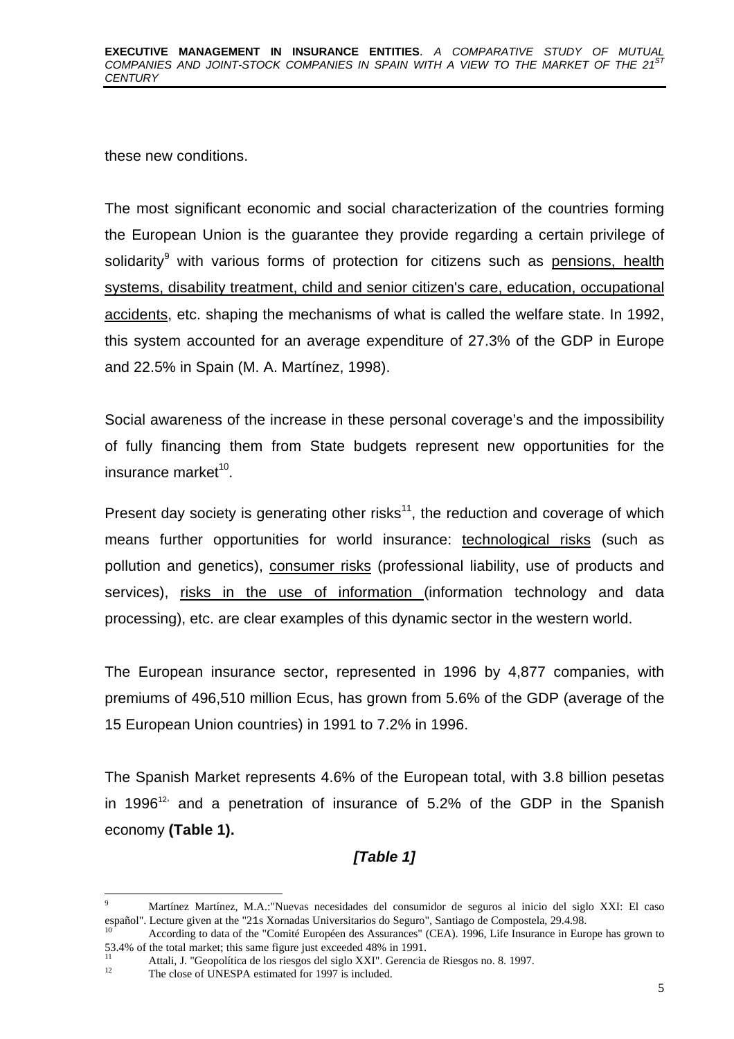these new conditions.

The most significant economic and social characterization of the countries forming the European Union is the guarantee they provide regarding a certain privilege of solidarity[9] with various forms of protection for citizens such as pensions, health systems, disability treatment, child and senior citizen's care, education, occupational accidents, etc. shaping the mechanisms of what is called the welfare state. In 1992, this system accounted for an average expenditure of 27.3% of the GDP in Europe and 22.5% in Spain (M. A. Martínez, 1998).

Social awareness of the increase in these personal coverage's and the impossibility of fully financing them from State budgets represent new opportunities for the insurance market[10].

Present day society is generating other risks[11], the reduction and coverage of which means further opportunities for world insurance: technological risks (such as pollution and genetics), consumer risks (professional liability, use of products and services), risks in the use of information (information technology and data processing), etc. are clear examples of this dynamic sector in the western world.

The European insurance sector, represented in 1996 by 4,877 companies, with premiums of 496,510 million Ecus, has grown from 5.6% of the GDP (average of the 15 European Union countries) in 1991 to 7.2% in 1996.

The Spanish Market represents 4.6% of the European total, with 3.8 billion pesetas in 1996[12,] and a penetration of insurance of 5.2% of the GDP in the Spanish economy **(Table 1).**

***[Table 1]***

[9] Martínez Martínez, M.A.:"Nuevas necesidades del consumidor de seguros al inicio del siglo XXI: El caso español". Lecture given at the "21s Xornadas Universitarios do Seguro", Santiago de Compostela, 29.4.98.

[10] According to data of the "Comité Européen des Assurances" (CEA). 1996, Life Insurance in Europe has grown to 53.4% of the total market; this same figure just exceeded 48% in 1991.

[11] Attali, J. "Geopolítica de los riesgos del siglo XXI". Gerencia de Riesgos no. 8. 1997.

[12] The close of UNESPA estimated for 1997 is included.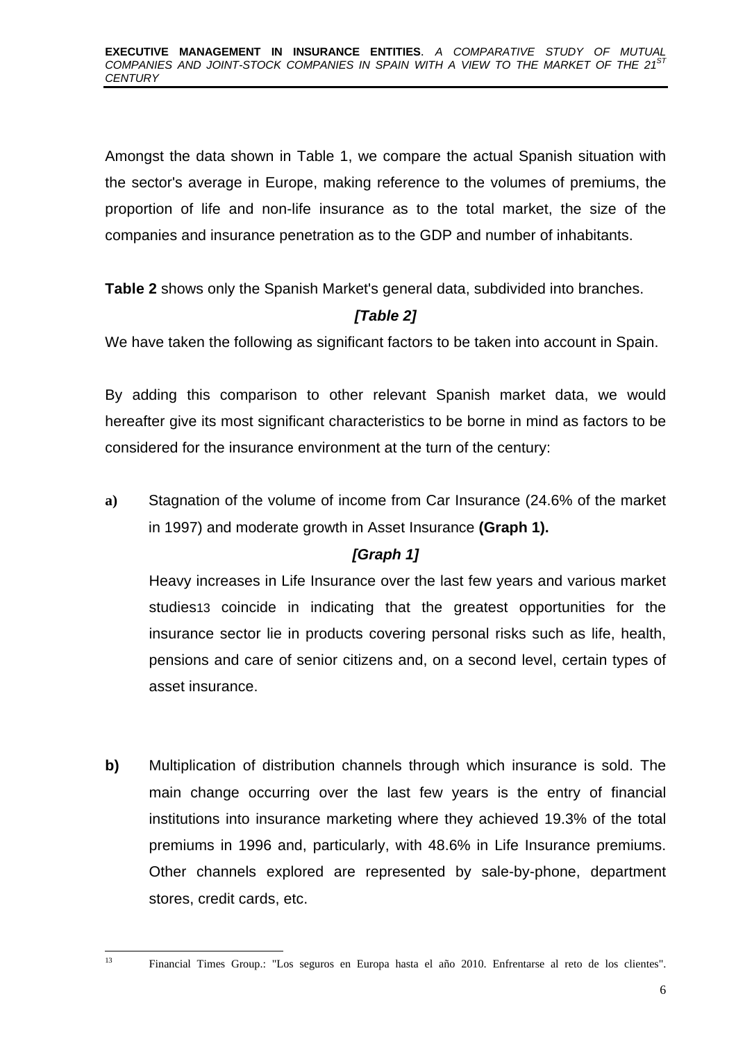Amongst the data shown in Table 1, we compare the actual Spanish situation with the sector's average in Europe, making reference to the volumes of premiums, the proportion of life and non-life insurance as to the total market, the size of the companies and insurance penetration as to the GDP and number of inhabitants.

**Table 2** shows only the Spanish Market's general data, subdivided into branches.

***[Table 2]***

We have taken the following as significant factors to be taken into account in Spain.

By adding this comparison to other relevant Spanish market data, we would hereafter give its most significant characteristics to be borne in mind as factors to be considered for the insurance environment at the turn of the century:

**a)** Stagnation of the volume of income from Car Insurance (24.6% of the market in 1997) and moderate growth in Asset Insurance **(Graph 1).**

***[Graph 1]***

Heavy increases in Life Insurance over the last few years and various market studies[13] coincide in indicating that the greatest opportunities for the insurance sector lie in products covering personal risks such as life, health, pensions and care of senior citizens and, on a second level, certain types of asset insurance.

**b)** Multiplication of distribution channels through which insurance is sold. The main change occurring over the last few years is the entry of financial institutions into insurance marketing where they achieved 19.3% of the total premiums in 1996 and, particularly, with 48.6% in Life Insurance premiums. Other channels explored are represented by sale-by-phone, department stores, credit cards, etc.

[13] Financial Times Group.: "Los seguros en Europa hasta el año 2010. Enfrentarse al reto de los clientes".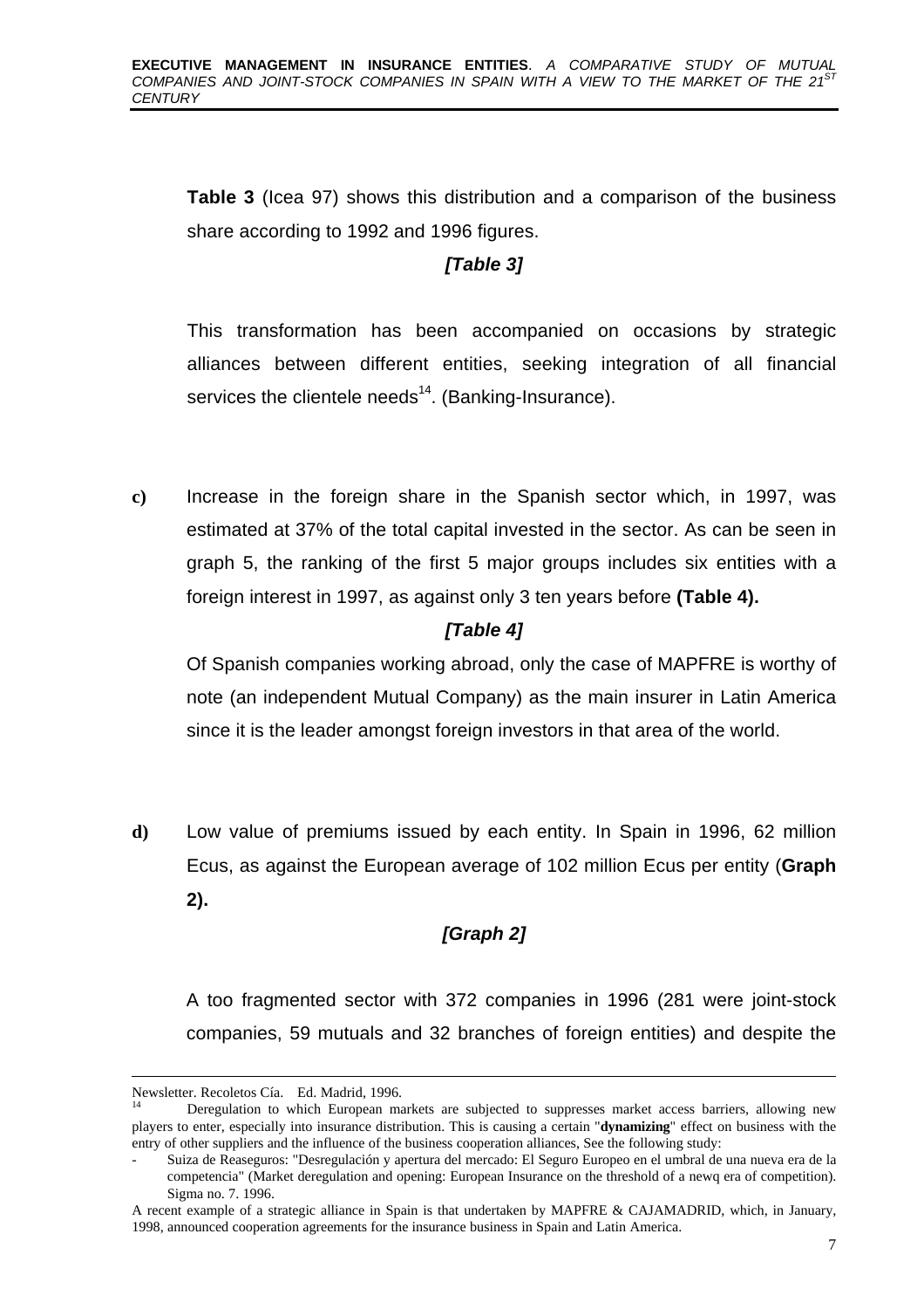**Table 3** (Icea 97) shows this distribution and a comparison of the business share according to 1992 and 1996 figures.

***[Table 3]***

This transformation has been accompanied on occasions by strategic alliances between different entities, seeking integration of all financial services the clientele needs[14]. (Banking-Insurance).

**c)** Increase in the foreign share in the Spanish sector which, in 1997, was estimated at 37% of the total capital invested in the sector. As can be seen in graph 5, the ranking of the first 5 major groups includes six entities with a foreign interest in 1997, as against only 3 ten years before **(Table 4).**

***[Table 4]***

Of Spanish companies working abroad, only the case of MAPFRE is worthy of note (an independent Mutual Company) as the main insurer in Latin America since it is the leader amongst foreign investors in that area of the world.

**d)** Low value of premiums issued by each entity. In Spain in 1996, 62 million Ecus, as against the European average of 102 million Ecus per entity (**Graph 2).**

***[Graph 2]***

A too fragmented sector with 372 companies in 1996 (281 were joint-stock companies, 59 mutuals and 32 branches of foreign entities) and despite the

---

Newsletter. Recoletos Cía. Ed. Madrid, 1996.

[14] Deregulation to which European markets are subjected to suppresses market access barriers, allowing new players to enter, especially into insurance distribution. This is causing a certain "**dynamizing**" effect on business with the entry of other suppliers and the influence of the business cooperation alliances, See the following study:

- Suiza de Reaseguros: "Desregulación y apertura del mercado: El Seguro Europeo en el umbral de una nueva era de la competencia" (Market deregulation and opening: European Insurance on the threshold of a newq era of competition). Sigma no. 7. 1996.

A recent example of a strategic alliance in Spain is that undertaken by MAPFRE & CAJAMADRID, which, in January, 1998, announced cooperation agreements for the insurance business in Spain and Latin America.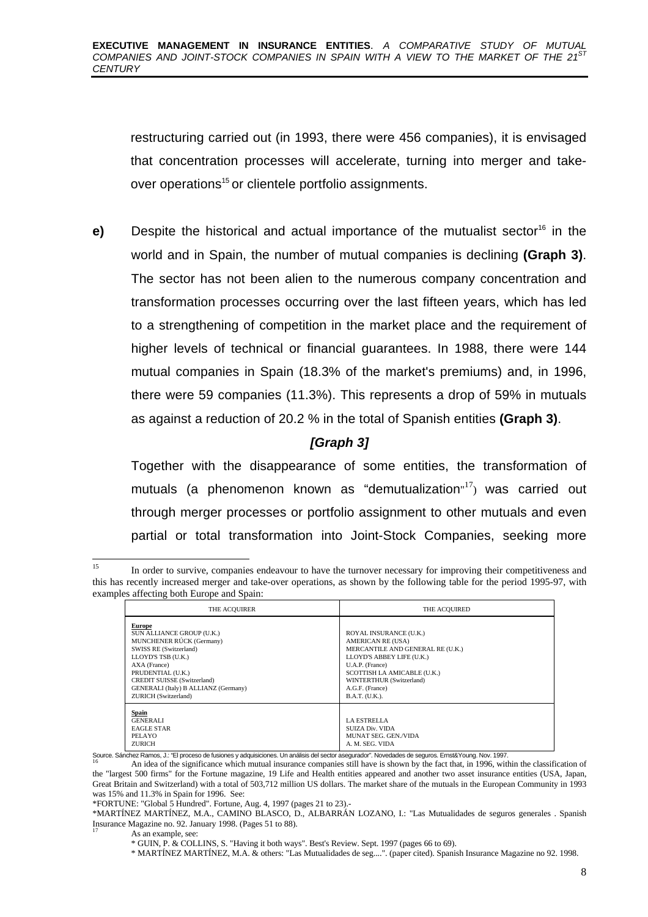restructuring carried out (in 1993, there were 456 companies), it is envisaged that concentration processes will accelerate, turning into merger and take-over operations[15] or clientele portfolio assignments.

**e)** Despite the historical and actual importance of the mutualist sector[16] in the world and in Spain, the number of mutual companies is declining **(Graph 3)**. The sector has not been alien to the numerous company concentration and transformation processes occurring over the last fifteen years, which has led to a strengthening of competition in the market place and the requirement of higher levels of technical or financial guarantees. In 1988, there were 144 mutual companies in Spain (18.3% of the market's premiums) and, in 1996, there were 59 companies (11.3%). This represents a drop of 59% in mutuals as against a reduction of 20.2 % in the total of Spanish entities **(Graph 3)**.

***[Graph 3]***

Together with the disappearance of some entities, the transformation of mutuals (a phenomenon known as "demutualization"[17]) was carried out through merger processes or portfolio assignment to other mutuals and even partial or total transformation into Joint-Stock Companies, seeking more

---

[15] In order to survive, companies endeavour to have the turnover necessary for improving their competitiveness and this has recently increased merger and take-over operations, as shown by the following table for the period 1995-97, with examples affecting both Europe and Spain:

| THE ACQUIRER | THE ACQUIRED |
|---|---|
| **Europe** | |
| SUN ALLIANCE GROUP (U.K.) | ROYAL INSURANCE (U.K.) |
| MUNCHENER RÚCK (Germany) | AMERICAN RE (USA) |
| SWISS RE (Switzerland) | MERCANTILE AND GENERAL RE (U.K.) |
| LLOYD'S TSB (U.K.) | LLOYD'S ABBEY LIFE (U.K.) |
| AXA (France) | U.A.P. (France) |
| PRUDENTIAL (U.K.) | SCOTTISH LA AMICABLE (U.K.) |
| CREDIT SUISSE (Switzerland) | WINTERTHUR (Switzerland) |
| GENERALI (Italy) B ALLIANZ (Germany) | A.G.F. (France) |
| ZURICH (Switzerland) | B.A.T. (U.K.). |
| **Spain** | |
| GENERALI | LA ESTRELLA |
| EAGLE STAR | SUIZA Div. VIDA |
| PELAYO | MUNAT SEG. GEN./VIDA |
| ZURICH | A. M. SEG. VIDA |

Source. Sánchez Ramos, J.: "El proceso de fusiones y adquisiciones. Un análisis del sector asegurador". Novedades de seguros. Ernst&Young. Nov. 1997.

[16] An idea of the significance which mutual insurance companies still have is shown by the fact that, in 1996, within the classification of the "largest 500 firms" for the Fortune magazine, 19 Life and Health entities appeared and another two asset insurance entities (USA, Japan, Great Britain and Switzerland) with a total of 503,712 million US dollars. The market share of the mutuals in the European Community in 1993 was 15% and 11.3% in Spain for 1996. See:

*FORTUNE: "Global 5 Hundred". Fortune, Aug. 4, 1997 (pages 21 to 23).-

*MARTÍNEZ MARTÍNEZ, M.A., CAMINO BLASCO, D., ALBARRÁN LOZANO, I.: "Las Mutualidades de seguros generales . Spanish Insurance Magazine no. 92. January 1998. (Pages 51 to 88).

[17] As an example, see:

\* GUIN, P. & COLLINS, S. "Having it both ways". Best's Review. Sept. 1997 (pages 66 to 69).

\* MARTÍNEZ MARTÍNEZ, M.A. & others: "Las Mutualidades de seg....". (paper cited). Spanish Insurance Magazine no 92. 1998.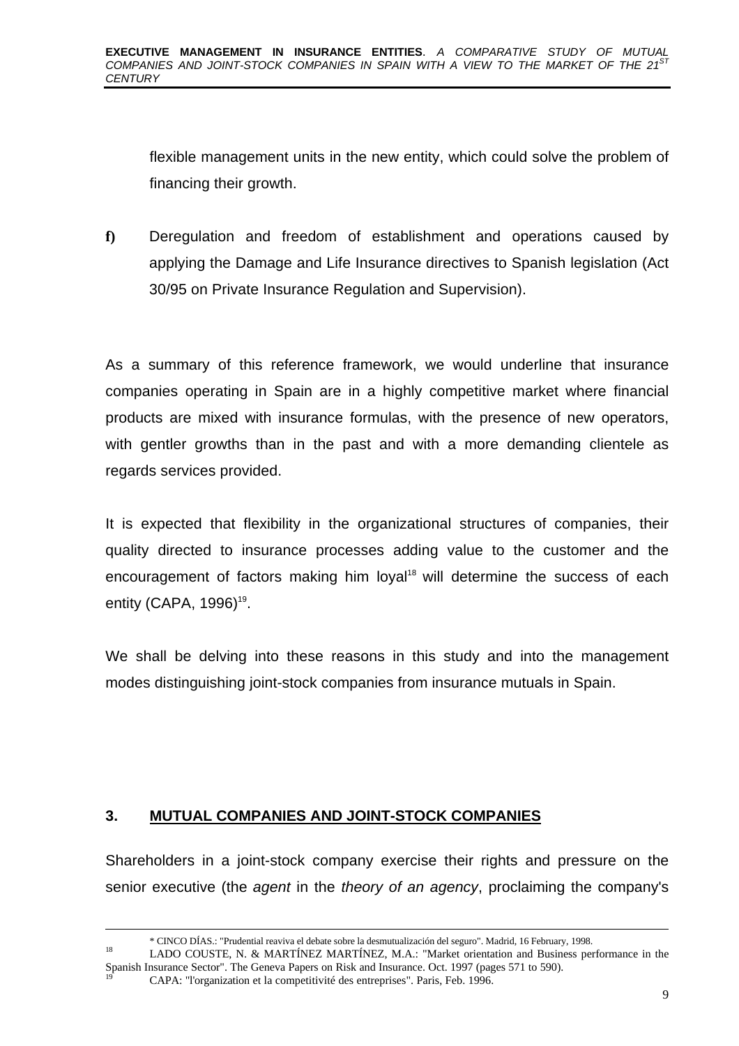flexible management units in the new entity, which could solve the problem of financing their growth.

**f)** Deregulation and freedom of establishment and operations caused by applying the Damage and Life Insurance directives to Spanish legislation (Act 30/95 on Private Insurance Regulation and Supervision).

As a summary of this reference framework, we would underline that insurance companies operating in Spain are in a highly competitive market where financial products are mixed with insurance formulas, with the presence of new operators, with gentler growths than in the past and with a more demanding clientele as regards services provided.

It is expected that flexibility in the organizational structures of companies, their quality directed to insurance processes adding value to the customer and the encouragement of factors making him loyal[18] will determine the success of each entity (CAPA, 1996)[19].

We shall be delving into these reasons in this study and into the management modes distinguishing joint-stock companies from insurance mutuals in Spain.

## 3. MUTUAL COMPANIES AND JOINT-STOCK COMPANIES

Shareholders in a joint-stock company exercise their rights and pressure on the senior executive (the *agent* in the *theory of an agency*, proclaiming the company's

---

\* CINCO DÍAS.: "Prudential reaviva el debate sobre la desmutualización del seguro". Madrid, 16 February, 1998.

[18] LADO COUSTE, N. & MARTÍNEZ MARTÍNEZ, M.A.: "Market orientation and Business performance in the Spanish Insurance Sector". The Geneva Papers on Risk and Insurance. Oct. 1997 (pages 571 to 590).

[19] CAPA: "l'organization et la competitivité des entreprises". Paris, Feb. 1996.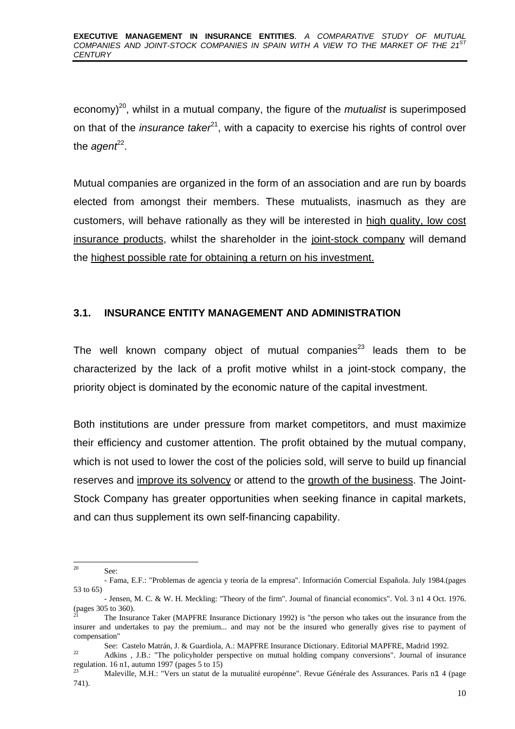economy)[20], whilst in a mutual company, the figure of the *mutualist* is superimposed on that of the *insurance taker*[21], with a capacity to exercise his rights of control over the *agent*[22].

Mutual companies are organized in the form of an association and are run by boards elected from amongst their members. These mutualists, inasmuch as they are customers, will behave rationally as they will be interested in <u>high quality, low cost insurance products</u>, whilst the shareholder in the <u>joint-stock company</u> will demand the <u>highest possible rate for obtaining a return on his investment.</u>

### 3.1. INSURANCE ENTITY MANAGEMENT AND ADMINISTRATION

The well known company object of mutual companies[23] leads them to be characterized by the lack of a profit motive whilst in a joint-stock company, the priority object is dominated by the economic nature of the capital investment.

Both institutions are under pressure from market competitors, and must maximize their efficiency and customer attention. The profit obtained by the mutual company, which is not used to lower the cost of the policies sold, will serve to build up financial reserves and <u>improve its solvency</u> or attend to the <u>growth of the business</u>. The Joint-Stock Company has greater opportunities when seeking finance in capital markets, and can thus supplement its own self-financing capability.

---

[20] See:
- Fama, E.F.: "Problemas de agencia y teoría de la empresa". Información Comercial Española. July 1984.(pages 53 to 65)
- Jensen, M. C. & W. H. Meckling: "Theory of the firm". Journal of financial economics". Vol. 3 n1 4 Oct. 1976. (pages 305 to 360).

[21] The Insurance Taker (MAPFRE Insurance Dictionary 1992) is "the person who takes out the insurance from the insurer and undertakes to pay the premium... and may not be the insured who generally gives rise to payment of compensation"
See: Castelo Matrán, J. & Guardiola, A.: MAPFRE Insurance Dictionary. Editorial MAPFRE, Madrid 1992.

[22] Adkins , J.B.: "The policyholder perspective on mutual holding company conversions". Journal of insurance regulation. 16 n1, autumn 1997 (pages 5 to 15)

[23] Maleville, M.H.: "Vers un statut de la mutualité europénne". Revue Générale des Assurances. Paris n1 4 (page 741).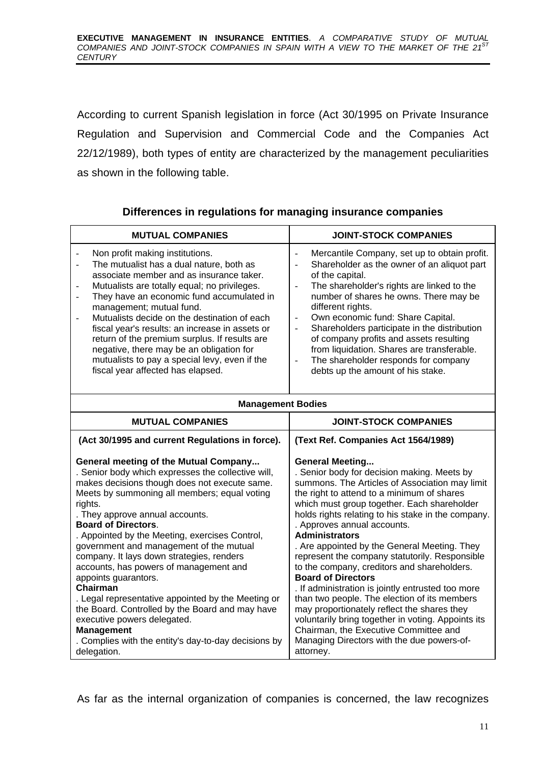According to current Spanish legislation in force (Act 30/1995 on Private Insurance Regulation and Supervision and Commercial Code and the Companies Act 22/12/1989), both types of entity are characterized by the management peculiarities as shown in the following table.

**Differences in regulations for managing insurance companies**

| MUTUAL COMPANIES | JOINT-STOCK COMPANIES |
|---|---|
| - Non profit making institutions.<br>- The mutualist has a dual nature, both as associate member and as insurance taker.<br>- Mutualists are totally equal; no privileges.<br>- They have an economic fund accumulated in management; mutual fund.<br>- Mutualists decide on the destination of each fiscal year's results: an increase in assets or return of the premium surplus. If results are negative, there may be an obligation for mutualists to pay a special levy, even if the fiscal year affected has elapsed. | - Mercantile Company, set up to obtain profit.<br>- Shareholder as the owner of an aliquot part of the capital.<br>- The shareholder's rights are linked to the number of shares he owns. There may be different rights.<br>- Own economic fund: Share Capital.<br>- Shareholders participate in the distribution of company profits and assets resulting from liquidation. Shares are transferable.<br>- The shareholder responds for company debts up the amount of his stake. |
| **Management Bodies** | |
| **MUTUAL COMPANIES** | **JOINT-STOCK COMPANIES** |
| **(Act 30/1995 and current Regulations in force).**<br><br>**General meeting of the Mutual Company...**<br>. Senior body which expresses the collective will, makes decisions though does not execute same. Meets by summoning all members; equal voting rights.<br>. They approve annual accounts.<br>**Board of Directors**.<br>. Appointed by the Meeting, exercises Control, government and management of the mutual company. It lays down strategies, renders accounts, has powers of management and appoints guarantors.<br>**Chairman**<br>. Legal representative appointed by the Meeting or the Board. Controlled by the Board and may have executive powers delegated.<br>**Management**<br>. Complies with the entity's day-to-day decisions by delegation. | **(Text Ref. Companies Act 1564/1989)**<br><br>**General Meeting...**<br>. Senior body for decision making. Meets by summons. The Articles of Association may limit the right to attend to a minimum of shares which must group together. Each shareholder holds rights relating to his stake in the company.<br>. Approves annual accounts.<br>**Administrators**<br>. Are appointed by the General Meeting. They represent the company statutorily. Responsible to the company, creditors and shareholders.<br>**Board of Directors**<br>. If administration is jointly entrusted too more than two people. The election of its members may proportionately reflect the shares they voluntarily bring together in voting. Appoints its Chairman, the Executive Committee and Managing Directors with the due powers-of-attorney. |

As far as the internal organization of companies is concerned, the law recognizes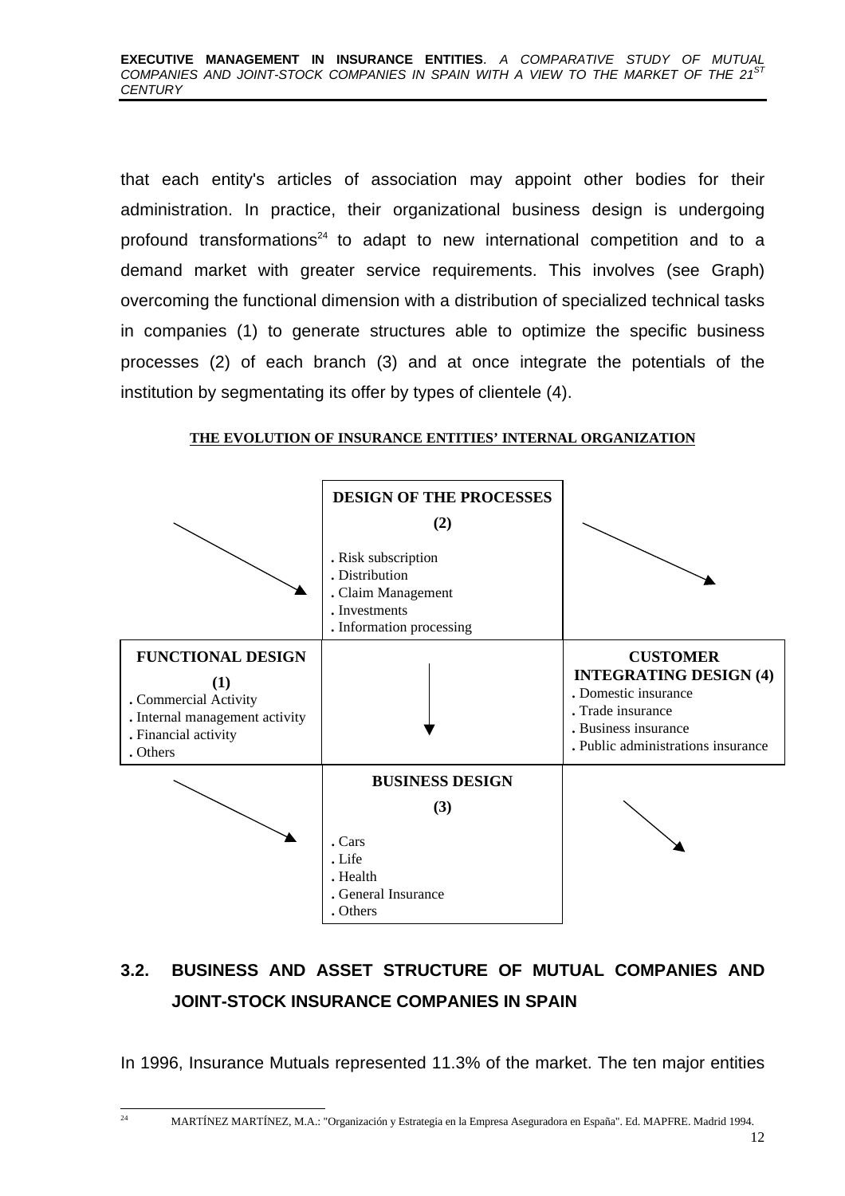that each entity's articles of association may appoint other bodies for their administration. In practice, their organizational business design is undergoing profound transformations[24] to adapt to new international competition and to a demand market with greater service requirements. This involves (see Graph) overcoming the functional dimension with a distribution of specialized technical tasks in companies (1) to generate structures able to optimize the specific business processes (2) of each branch (3) and at once integrate the potentials of the institution by segmentating its offer by types of clientele (4).

**THE EVOLUTION OF INSURANCE ENTITIES' INTERNAL ORGANIZATION**

| | **DESIGN OF THE PROCESSES (2)**<br>. Risk subscription<br>. Distribution<br>. Claim Management<br>. Investments<br>. Information processing | |
|---|---|---|
| **FUNCTIONAL DESIGN (1)**<br>. Commercial Activity<br>. Internal management activity<br>. Financial activity<br>. Others | | **CUSTOMER INTEGRATING DESIGN (4)**<br>. Domestic insurance<br>. Trade insurance<br>. Business insurance<br>. Public administrations insurance |
| | **BUSINESS DESIGN (3)**<br>. Cars<br>. Life<br>. Health<br>. General Insurance<br>. Others | |

## 3.2. BUSINESS AND ASSET STRUCTURE OF MUTUAL COMPANIES AND JOINT-STOCK INSURANCE COMPANIES IN SPAIN

In 1996, Insurance Mutuals represented 11.3% of the market. The ten major entities

---

[24] MARTÍNEZ MARTÍNEZ, M.A.: "Organización y Estrategia en la Empresa Aseguradora en España". Ed. MAPFRE. Madrid 1994.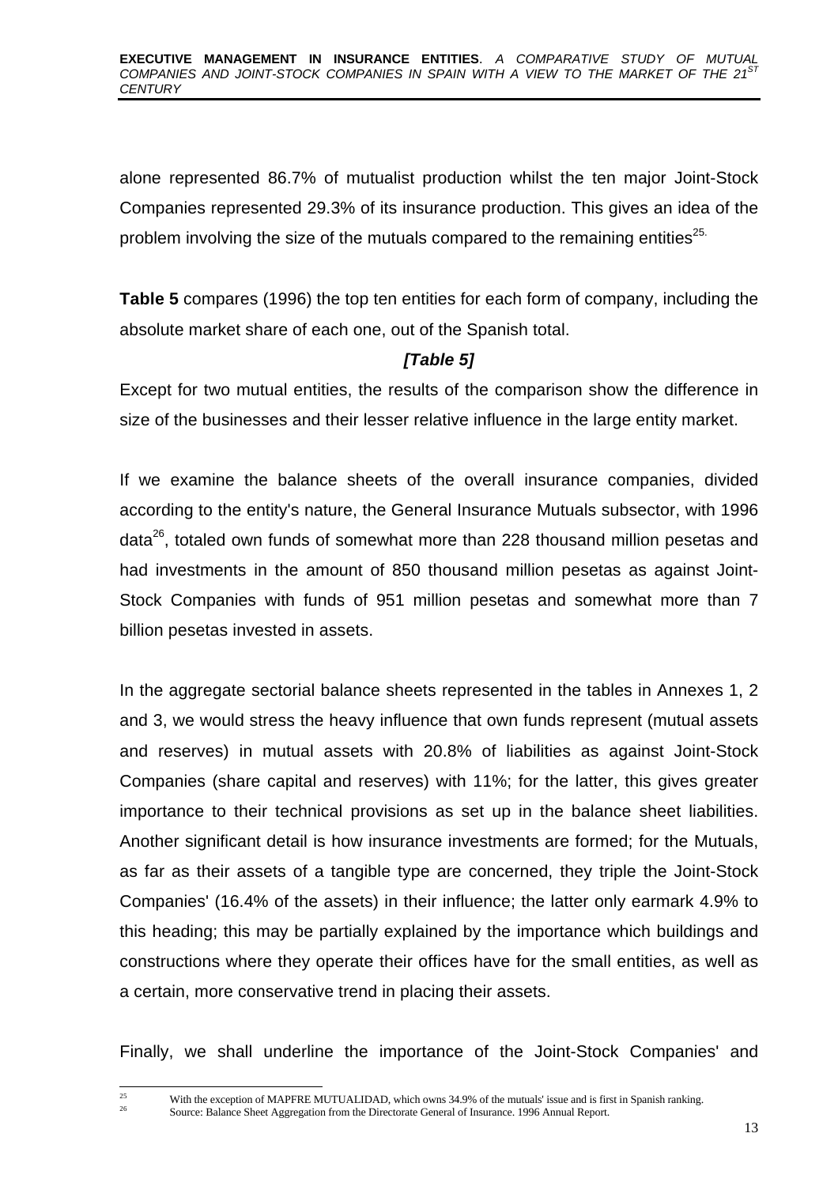alone represented 86.7% of mutualist production whilst the ten major Joint-Stock Companies represented 29.3% of its insurance production. This gives an idea of the problem involving the size of the mutuals compared to the remaining entities[25].

**Table 5** compares (1996) the top ten entities for each form of company, including the absolute market share of each one, out of the Spanish total.

***[Table 5]***

Except for two mutual entities, the results of the comparison show the difference in size of the businesses and their lesser relative influence in the large entity market.

If we examine the balance sheets of the overall insurance companies, divided according to the entity's nature, the General Insurance Mutuals subsector, with 1996 data[26], totaled own funds of somewhat more than 228 thousand million pesetas and had investments in the amount of 850 thousand million pesetas as against Joint-Stock Companies with funds of 951 million pesetas and somewhat more than 7 billion pesetas invested in assets.

In the aggregate sectorial balance sheets represented in the tables in Annexes 1, 2 and 3, we would stress the heavy influence that own funds represent (mutual assets and reserves) in mutual assets with 20.8% of liabilities as against Joint-Stock Companies (share capital and reserves) with 11%; for the latter, this gives greater importance to their technical provisions as set up in the balance sheet liabilities. Another significant detail is how insurance investments are formed; for the Mutuals, as far as their assets of a tangible type are concerned, they triple the Joint-Stock Companies' (16.4% of the assets) in their influence; the latter only earmark 4.9% to this heading; this may be partially explained by the importance which buildings and constructions where they operate their offices have for the small entities, as well as a certain, more conservative trend in placing their assets.

Finally, we shall underline the importance of the Joint-Stock Companies' and

---

[25] With the exception of MAPFRE MUTUALIDAD, which owns 34.9% of the mutuals' issue and is first in Spanish ranking.

[26] Source: Balance Sheet Aggregation from the Directorate General of Insurance. 1996 Annual Report.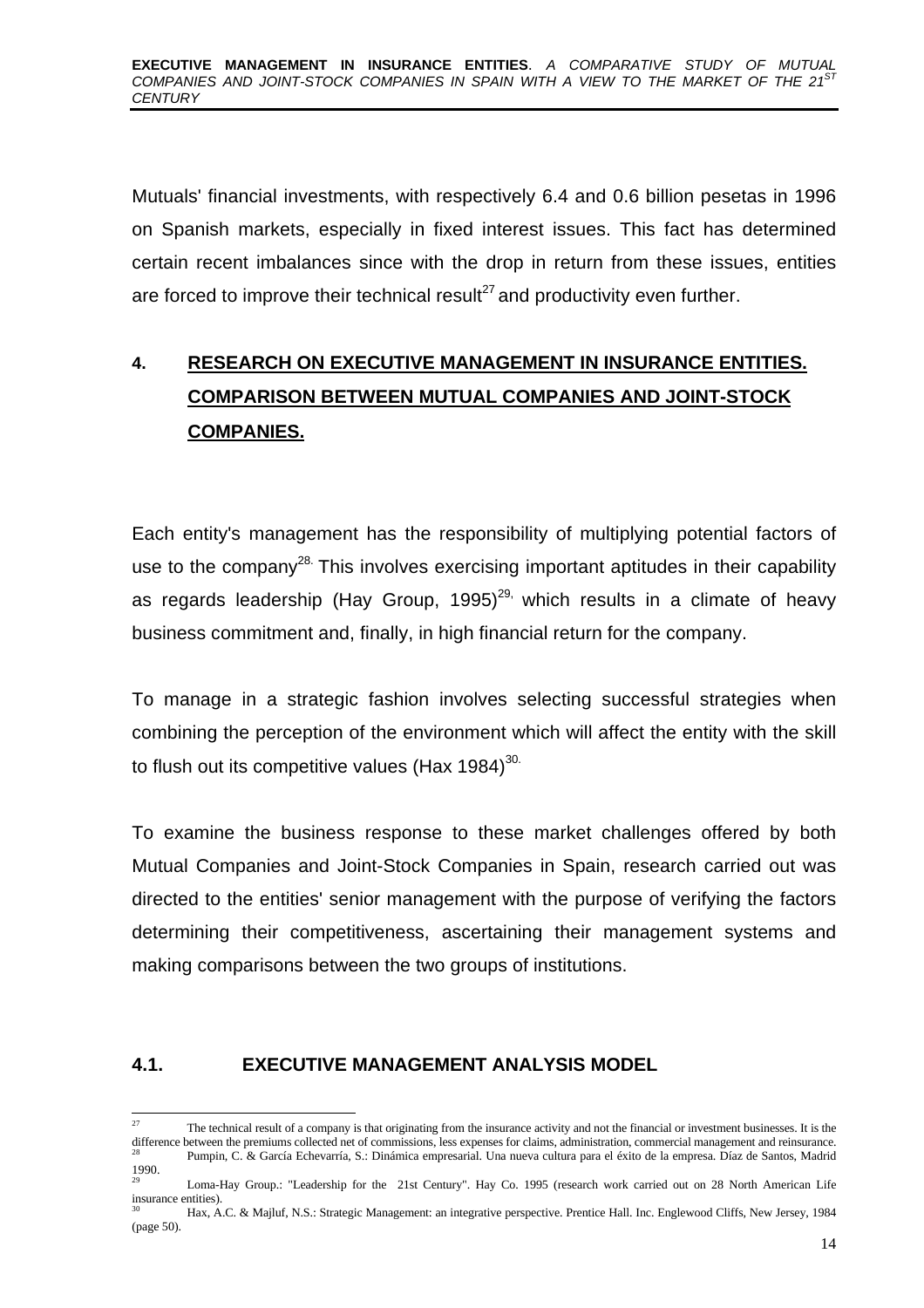Mutuals' financial investments, with respectively 6.4 and 0.6 billion pesetas in 1996 on Spanish markets, especially in fixed interest issues. This fact has determined certain recent imbalances since with the drop in return from these issues, entities are forced to improve their technical result[27] and productivity even further.

## 4. RESEARCH ON EXECUTIVE MANAGEMENT IN INSURANCE ENTITIES. COMPARISON BETWEEN MUTUAL COMPANIES AND JOINT-STOCK COMPANIES.

Each entity's management has the responsibility of multiplying potential factors of use to the company[28]. This involves exercising important aptitudes in their capability as regards leadership (Hay Group, 1995)[29], which results in a climate of heavy business commitment and, finally, in high financial return for the company.

To manage in a strategic fashion involves selecting successful strategies when combining the perception of the environment which will affect the entity with the skill to flush out its competitive values (Hax 1984)[30].

To examine the business response to these market challenges offered by both Mutual Companies and Joint-Stock Companies in Spain, research carried out was directed to the entities' senior management with the purpose of verifying the factors determining their competitiveness, ascertaining their management systems and making comparisons between the two groups of institutions.

### 4.1. EXECUTIVE MANAGEMENT ANALYSIS MODEL

---

[27] The technical result of a company is that originating from the insurance activity and not the financial or investment businesses. It is the difference between the premiums collected net of commissions, less expenses for claims, administration, commercial management and reinsurance.

[28] Pumpin, C. & García Echevarría, S.: Dinámica empresarial. Una nueva cultura para el éxito de la empresa. Díaz de Santos, Madrid 1990.

[29] Loma-Hay Group.: "Leadership for the 21st Century". Hay Co. 1995 (research work carried out on 28 North American Life insurance entities).

[30] Hax, A.C. & Majluf, N.S.: Strategic Management: an integrative perspective. Prentice Hall. Inc. Englewood Cliffs, New Jersey, 1984 (page 50).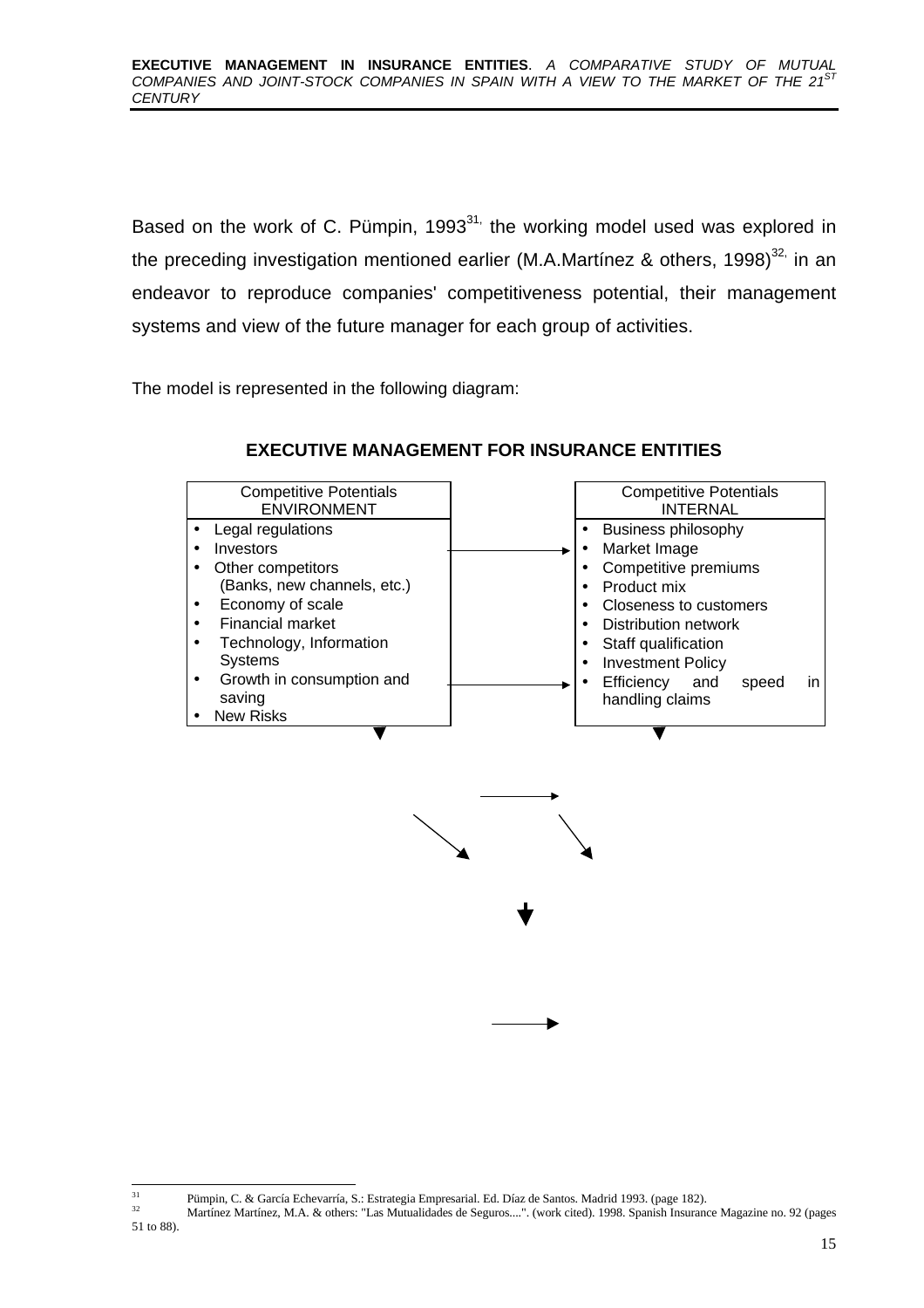Based on the work of C. Pümpin, 1993[31], the working model used was explored in the preceding investigation mentioned earlier (M.A.Martínez & others, 1998)[32], in an endeavor to reproduce companies' competitiveness potential, their management systems and view of the future manager for each group of activities.

The model is represented in the following diagram:

**EXECUTIVE MANAGEMENT FOR INSURANCE ENTITIES**

| Competitive Potentials ENVIRONMENT | Competitive Potentials INTERNAL |
|---|---|
| • Legal regulations<br>• Investors<br>• Other competitors (Banks, new channels, etc.)<br>• Economy of scale<br>• Financial market<br>• Technology, Information Systems<br>• Growth in consumption and saving<br>• New Risks | • Business philosophy<br>• Market Image<br>• Competitive premiums<br>• Product mix<br>• Closeness to customers<br>• Distribution network<br>• Staff qualification<br>• Investment Policy<br>• Efficiency and speed in handling claims |

[31] Pümpin, C. & García Echevarría, S.: Estrategia Empresarial. Ed. Díaz de Santos. Madrid 1993. (page 182).

[32] Martínez Martínez, M.A. & others: "Las Mutualidades de Seguros....". (work cited). 1998. Spanish Insurance Magazine no. 92 (pages 51 to 88).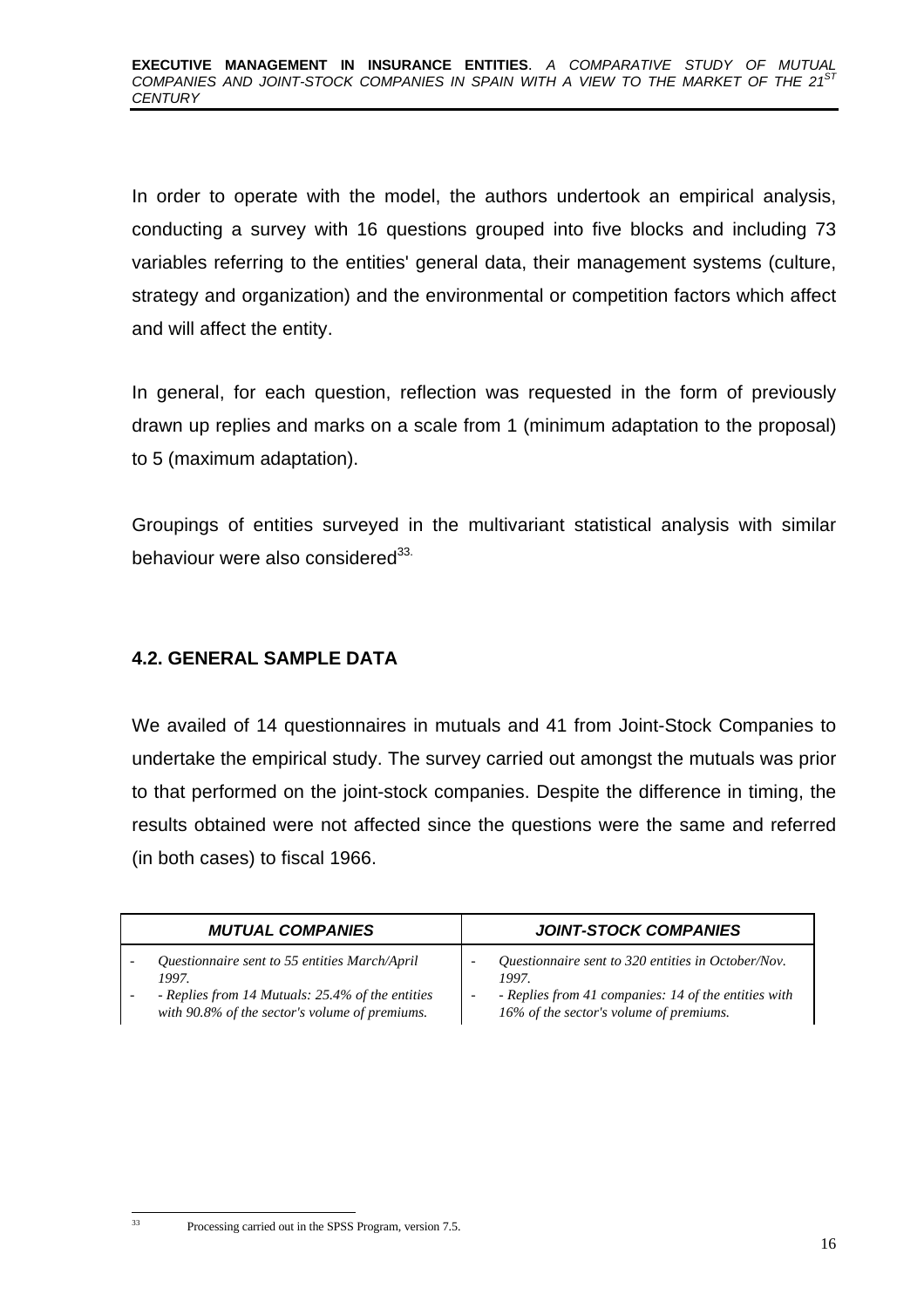In order to operate with the model, the authors undertook an empirical analysis, conducting a survey with 16 questions grouped into five blocks and including 73 variables referring to the entities' general data, their management systems (culture, strategy and organization) and the environmental or competition factors which affect and will affect the entity.

In general, for each question, reflection was requested in the form of previously drawn up replies and marks on a scale from 1 (minimum adaptation to the proposal) to 5 (maximum adaptation).

Groupings of entities surveyed in the multivariant statistical analysis with similar behaviour were also considered[33].

## 4.2. GENERAL SAMPLE DATA

We availed of 14 questionnaires in mutuals and 41 from Joint-Stock Companies to undertake the empirical study. The survey carried out amongst the mutuals was prior to that performed on the joint-stock companies. Despite the difference in timing, the results obtained were not affected since the questions were the same and referred (in both cases) to fiscal 1966.

| ***MUTUAL COMPANIES*** | ***JOINT-STOCK COMPANIES*** |
|---|---|
| - *Questionnaire sent to 55 entities March/April 1997.*<br>- *- Replies from 14 Mutuals: 25.4% of the entities with 90.8% of the sector's volume of premiums.* | - *Questionnaire sent to 320 entities in October/Nov. 1997.*<br>- *- Replies from 41 companies: 14 of the entities with 16% of the sector's volume of premiums.* |

[33] Processing carried out in the SPSS Program, version 7.5.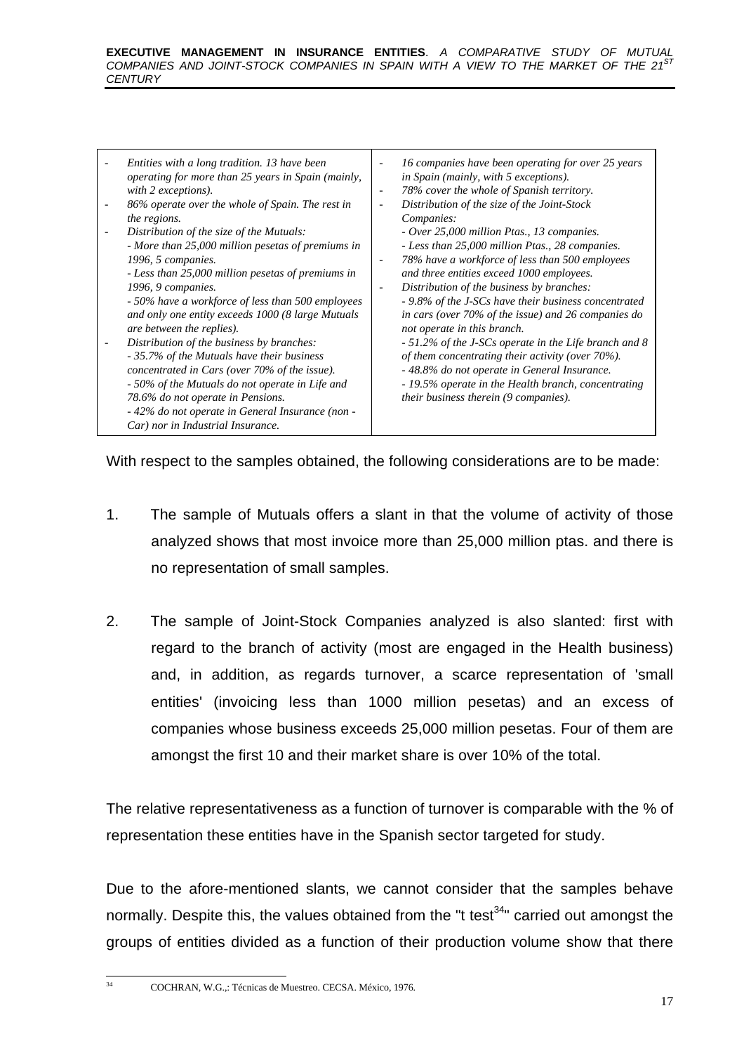| | |
|---|---|
| - *Entities with a long tradition. 13 have been operating for more than 25 years in Spain (mainly, with 2 exceptions).*<br>- *86% operate over the whole of Spain. The rest in the regions.*<br>- *Distribution of the size of the Mutuals:*<br>*- More than 25,000 million pesetas of premiums in 1996, 5 companies.*<br>*- Less than 25,000 million pesetas of premiums in 1996, 9 companies.*<br>*- 50% have a workforce of less than 500 employees and only one entity exceeds 1000 (8 large Mutuals are between the replies).*<br>- *Distribution of the business by branches:*<br>*- 35.7% of the Mutuals have their business concentrated in Cars (over 70% of the issue).*<br>*- 50% of the Mutuals do not operate in Life and 78.6% do not operate in Pensions.*<br>*- 42% do not operate in General Insurance (non - Car) nor in Industrial Insurance.* | - *16 companies have been operating for over 25 years in Spain (mainly, with 5 exceptions).*<br>- *78% cover the whole of Spanish territory.*<br>- *Distribution of the size of the Joint-Stock Companies:*<br>*- Over 25,000 million Ptas., 13 companies.*<br>*- Less than 25,000 million Ptas., 28 companies.*<br>- *78% have a workforce of less than 500 employees and three entities exceed 1000 employees.*<br>- *Distribution of the business by branches:*<br>*- 9.8% of the J-SCs have their business concentrated in cars (over 70% of the issue) and 26 companies do not operate in this branch.*<br>*- 51.2% of the J-SCs operate in the Life branch and 8 of them concentrating their activity (over 70%).*<br>*- 48.8% do not operate in General Insurance.*<br>*- 19.5% operate in the Health branch, concentrating their business therein (9 companies).* |

With respect to the samples obtained, the following considerations are to be made:

1. The sample of Mutuals offers a slant in that the volume of activity of those analyzed shows that most invoice more than 25,000 million ptas. and there is no representation of small samples.

2. The sample of Joint-Stock Companies analyzed is also slanted: first with regard to the branch of activity (most are engaged in the Health business) and, in addition, as regards turnover, a scarce representation of 'small entities' (invoicing less than 1000 million pesetas) and an excess of companies whose business exceeds 25,000 million pesetas. Four of them are amongst the first 10 and their market share is over 10% of the total.

The relative representativeness as a function of turnover is comparable with the % of representation these entities have in the Spanish sector targeted for study.

Due to the afore-mentioned slants, we cannot consider that the samples behave normally. Despite this, the values obtained from the "t test[34]" carried out amongst the groups of entities divided as a function of their production volume show that there

[34] COCHRAN, W.G.,: Técnicas de Muestreo. CECSA. México, 1976.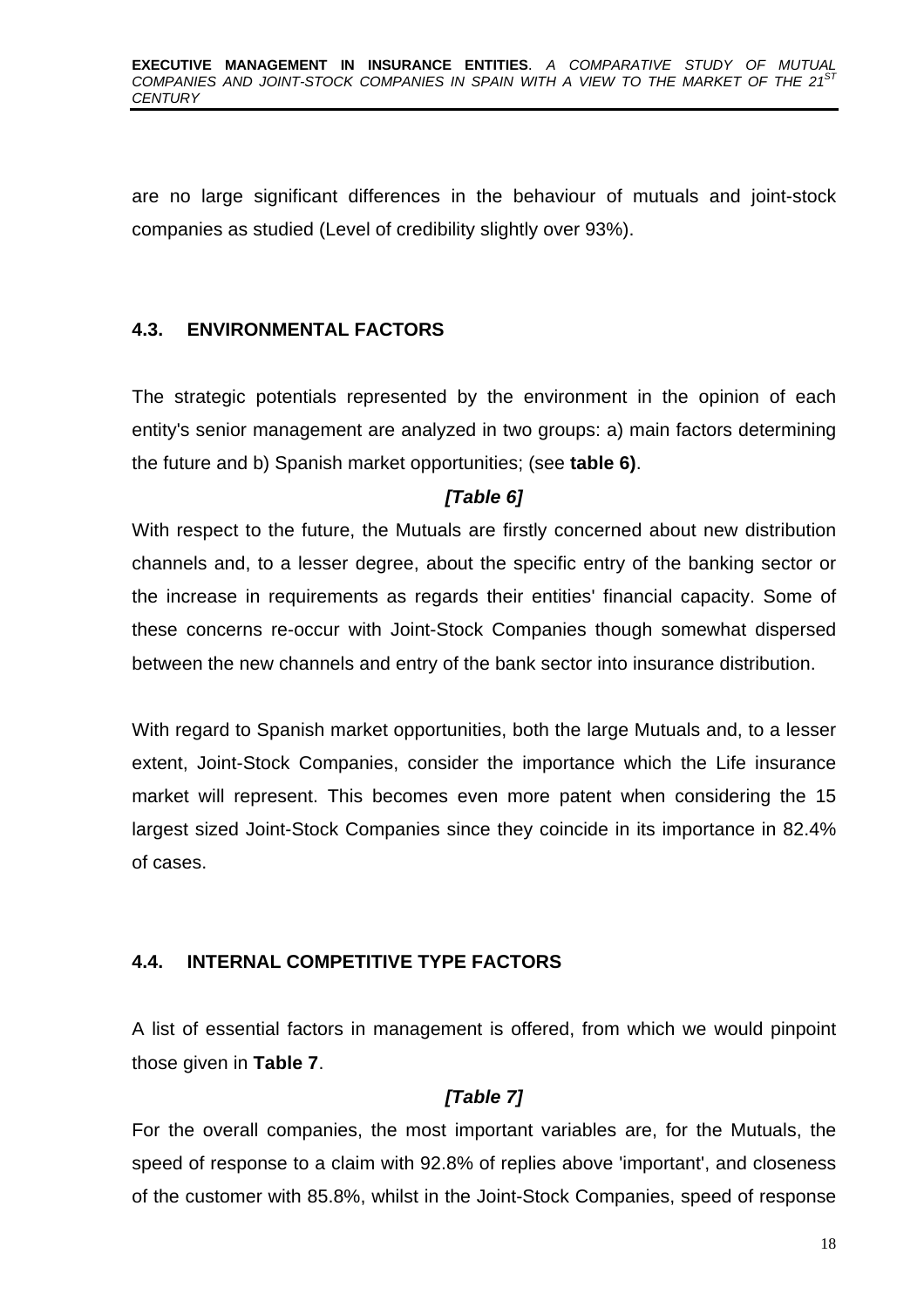are no large significant differences in the behaviour of mutuals and joint-stock companies as studied (Level of credibility slightly over 93%).

### 4.3. ENVIRONMENTAL FACTORS

The strategic potentials represented by the environment in the opinion of each entity's senior management are analyzed in two groups: a) main factors determining the future and b) Spanish market opportunities; (see **table 6)**.

***[Table 6]***

With respect to the future, the Mutuals are firstly concerned about new distribution channels and, to a lesser degree, about the specific entry of the banking sector or the increase in requirements as regards their entities' financial capacity. Some of these concerns re-occur with Joint-Stock Companies though somewhat dispersed between the new channels and entry of the bank sector into insurance distribution.

With regard to Spanish market opportunities, both the large Mutuals and, to a lesser extent, Joint-Stock Companies, consider the importance which the Life insurance market will represent. This becomes even more patent when considering the 15 largest sized Joint-Stock Companies since they coincide in its importance in 82.4% of cases.

### 4.4. INTERNAL COMPETITIVE TYPE FACTORS

A list of essential factors in management is offered, from which we would pinpoint those given in **Table 7**.

***[Table 7]***

For the overall companies, the most important variables are, for the Mutuals, the speed of response to a claim with 92.8% of replies above 'important', and closeness of the customer with 85.8%, whilst in the Joint-Stock Companies, speed of response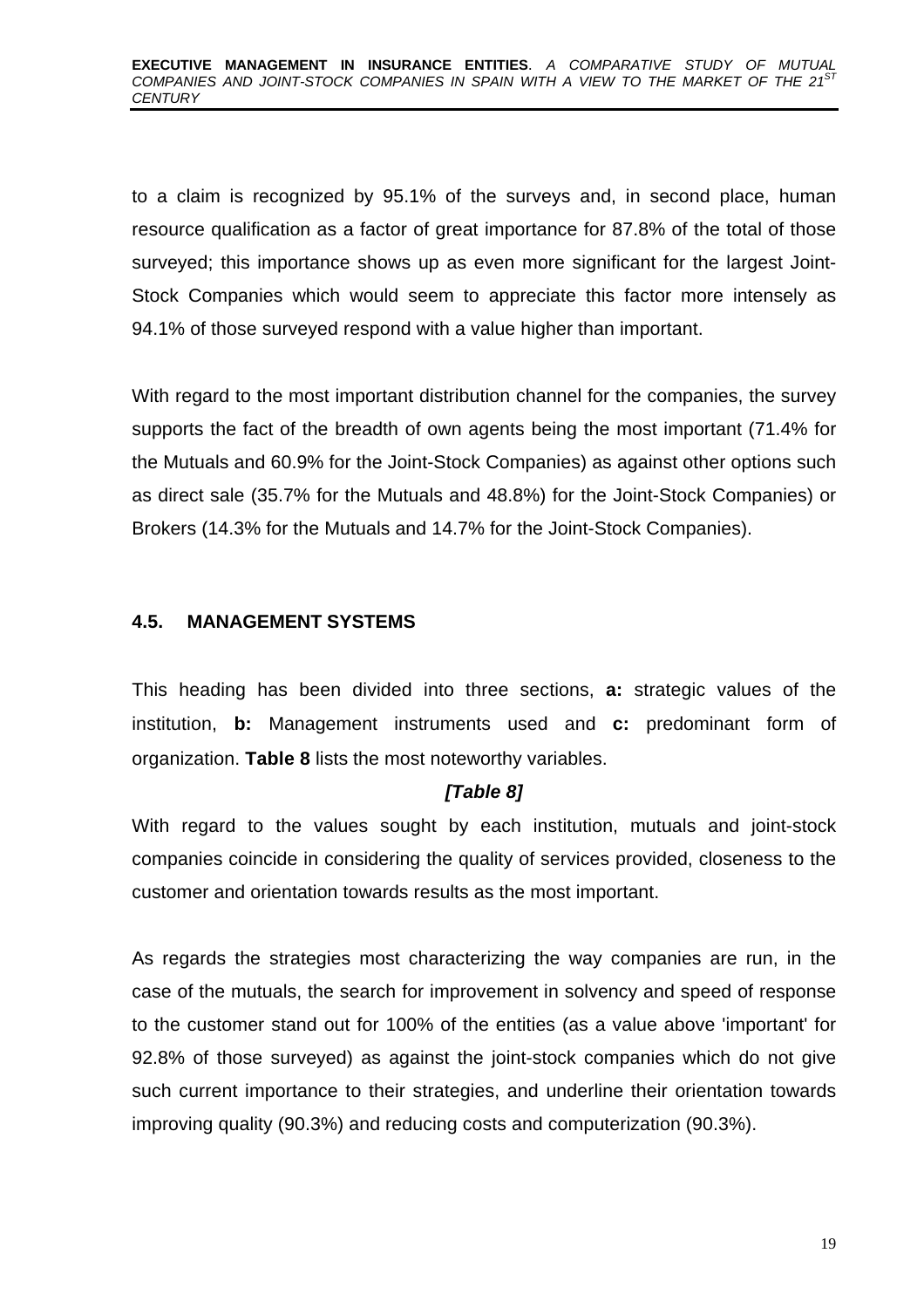to a claim is recognized by 95.1% of the surveys and, in second place, human resource qualification as a factor of great importance for 87.8% of the total of those surveyed; this importance shows up as even more significant for the largest Joint-Stock Companies which would seem to appreciate this factor more intensely as 94.1% of those surveyed respond with a value higher than important.

With regard to the most important distribution channel for the companies, the survey supports the fact of the breadth of own agents being the most important (71.4% for the Mutuals and 60.9% for the Joint-Stock Companies) as against other options such as direct sale (35.7% for the Mutuals and 48.8%) for the Joint-Stock Companies) or Brokers (14.3% for the Mutuals and 14.7% for the Joint-Stock Companies).

## 4.5. MANAGEMENT SYSTEMS

This heading has been divided into three sections, **a:** strategic values of the institution, **b:** Management instruments used and **c:** predominant form of organization. **Table 8** lists the most noteworthy variables.

***[Table 8]***

With regard to the values sought by each institution, mutuals and joint-stock companies coincide in considering the quality of services provided, closeness to the customer and orientation towards results as the most important.

As regards the strategies most characterizing the way companies are run, in the case of the mutuals, the search for improvement in solvency and speed of response to the customer stand out for 100% of the entities (as a value above 'important' for 92.8% of those surveyed) as against the joint-stock companies which do not give such current importance to their strategies, and underline their orientation towards improving quality (90.3%) and reducing costs and computerization (90.3%).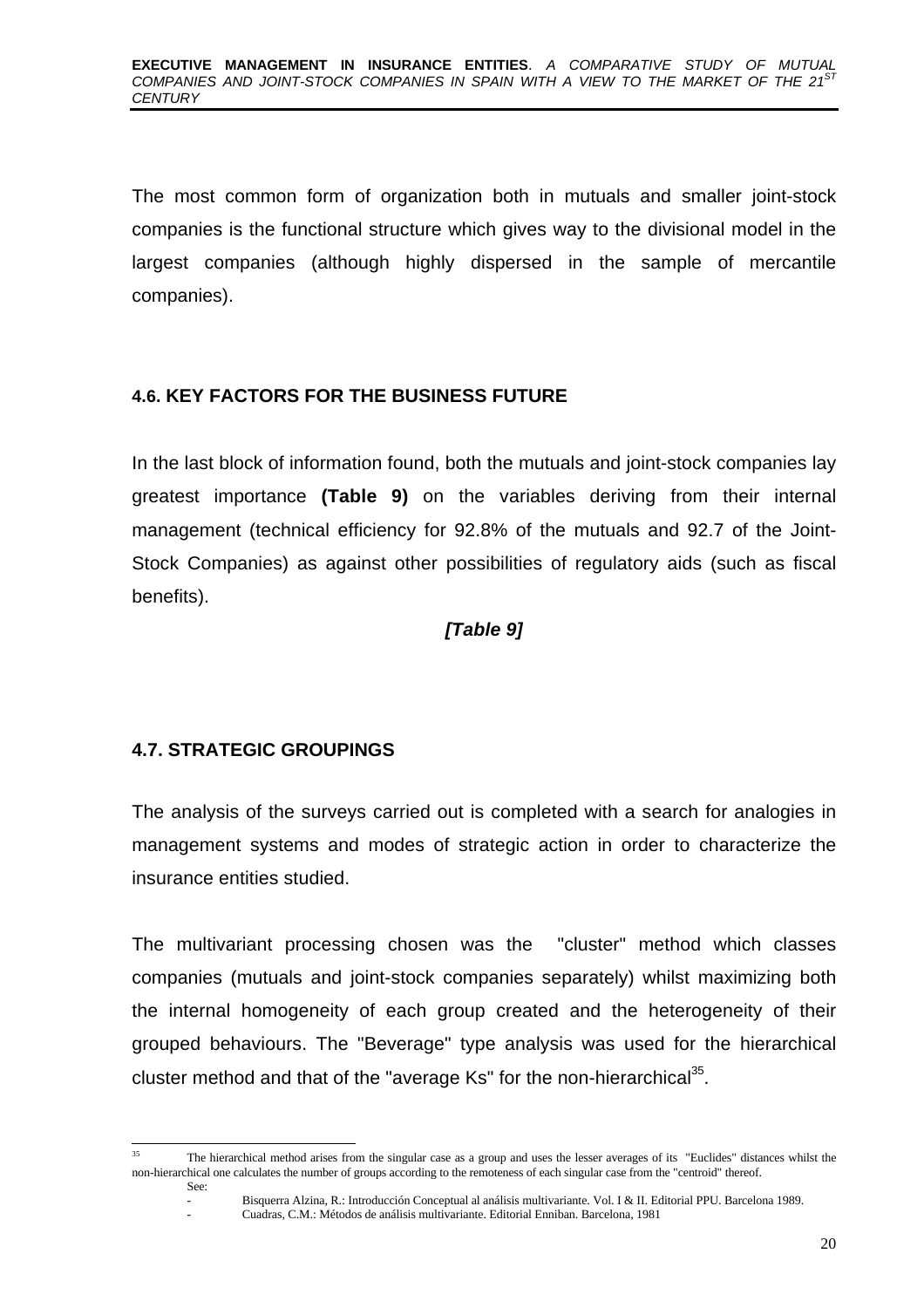The most common form of organization both in mutuals and smaller joint-stock companies is the functional structure which gives way to the divisional model in the largest companies (although highly dispersed in the sample of mercantile companies).

### 4.6. KEY FACTORS FOR THE BUSINESS FUTURE

In the last block of information found, both the mutuals and joint-stock companies lay greatest importance **(Table 9)** on the variables deriving from their internal management (technical efficiency for 92.8% of the mutuals and 92.7 of the Joint-Stock Companies) as against other possibilities of regulatory aids (such as fiscal benefits).

***[Table 9]***

### 4.7. STRATEGIC GROUPINGS

The analysis of the surveys carried out is completed with a search for analogies in management systems and modes of strategic action in order to characterize the insurance entities studied.

The multivariant processing chosen was the "cluster" method which classes companies (mutuals and joint-stock companies separately) whilst maximizing both the internal homogeneity of each group created and the heterogeneity of their grouped behaviours. The "Beverage" type analysis was used for the hierarchical cluster method and that of the "average Ks" for the non-hierarchical[35].

---

[35] The hierarchical method arises from the singular case as a group and uses the lesser averages of its "Euclides" distances whilst the non-hierarchical one calculates the number of groups according to the remoteness of each singular case from the "centroid" thereof.

See:

- Bisquerra Alzina, R.: Introducción Conceptual al análisis multivariante. Vol. I & II. Editorial PPU. Barcelona 1989.
- Cuadras, C.M.: Métodos de análisis multivariante. Editorial Enniban. Barcelona, 1981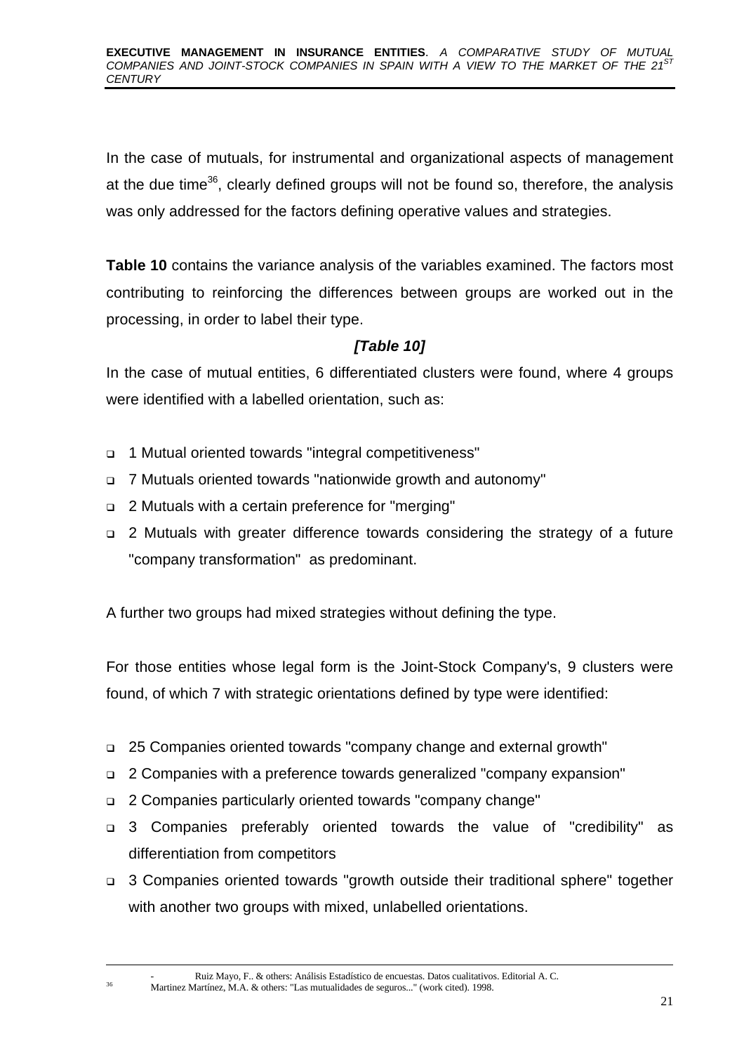In the case of mutuals, for instrumental and organizational aspects of management at the due time[36], clearly defined groups will not be found so, therefore, the analysis was only addressed for the factors defining operative values and strategies.

**Table 10** contains the variance analysis of the variables examined. The factors most contributing to reinforcing the differences between groups are worked out in the processing, in order to label their type.

***[Table 10]***

In the case of mutual entities, 6 differentiated clusters were found, where 4 groups were identified with a labelled orientation, such as:

- 1 Mutual oriented towards "integral competitiveness"
- 7 Mutuals oriented towards "nationwide growth and autonomy"
- 2 Mutuals with a certain preference for "merging"
- 2 Mutuals with greater difference towards considering the strategy of a future "company transformation" as predominant.

A further two groups had mixed strategies without defining the type.

For those entities whose legal form is the Joint-Stock Company's, 9 clusters were found, of which 7 with strategic orientations defined by type were identified:

- 25 Companies oriented towards "company change and external growth"
- 2 Companies with a preference towards generalized "company expansion"
- 2 Companies particularly oriented towards "company change"
- 3 Companies preferably oriented towards the value of "credibility" as differentiation from competitors
- 3 Companies oriented towards "growth outside their traditional sphere" together with another two groups with mixed, unlabelled orientations.

---

[36] - Ruiz Mayo, F.. & others: Análisis Estadístico de encuestas. Datos cualitativos. Editorial A. C.
Martinez Martínez, M.A. & others: "Las mutualidades de seguros..." (work cited). 1998.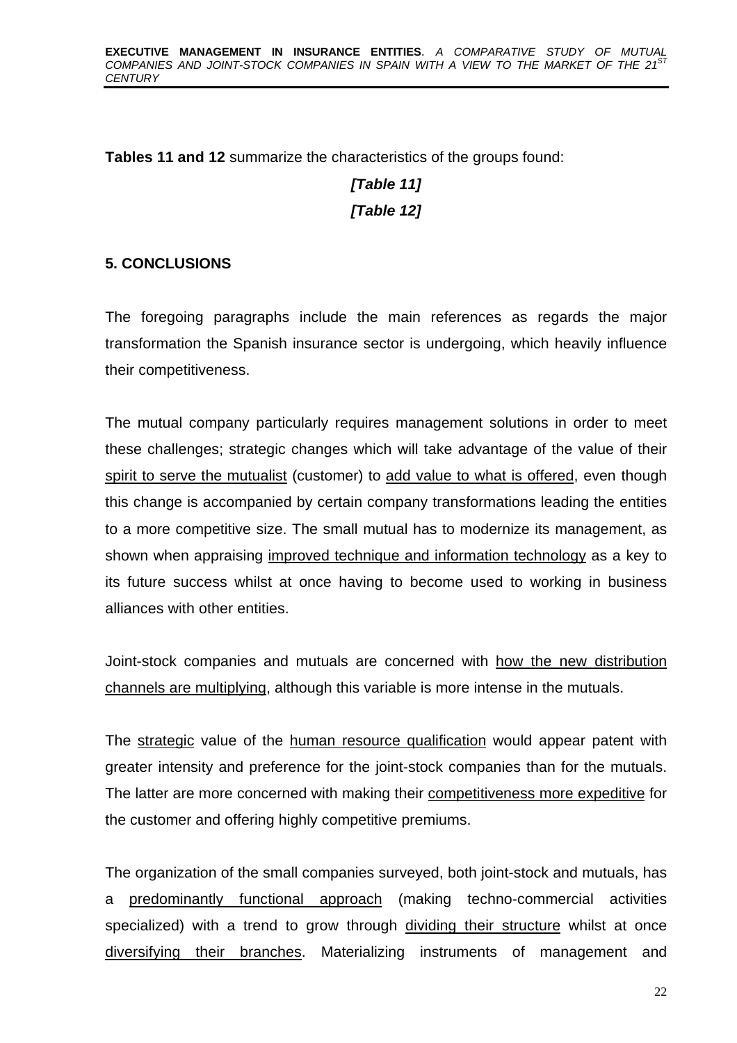**Tables 11 and 12** summarize the characteristics of the groups found:

***[Table 11]***

***[Table 12]***

## 5. CONCLUSIONS

The foregoing paragraphs include the main references as regards the major transformation the Spanish insurance sector is undergoing, which heavily influence their competitiveness.

The mutual company particularly requires management solutions in order to meet these challenges; strategic changes which will take advantage of the value of their <u>spirit to serve the mutualist</u> (customer) to <u>add value to what is offered</u>, even though this change is accompanied by certain company transformations leading the entities to a more competitive size. The small mutual has to modernize its management, as shown when appraising <u>improved technique and information technology</u> as a key to its future success whilst at once having to become used to working in business alliances with other entities.

Joint-stock companies and mutuals are concerned with <u>how the new distribution channels are multiplying</u>, although this variable is more intense in the mutuals.

The <u>strategic</u> value of the <u>human resource qualification</u> would appear patent with greater intensity and preference for the joint-stock companies than for the mutuals. The latter are more concerned with making their <u>competitiveness more expeditive</u> for the customer and offering highly competitive premiums.

The organization of the small companies surveyed, both joint-stock and mutuals, has a <u>predominantly functional approach</u> (making techno-commercial activities specialized) with a trend to grow through <u>dividing their structure</u> whilst at once <u>diversifying their branches</u>. Materializing instruments of management and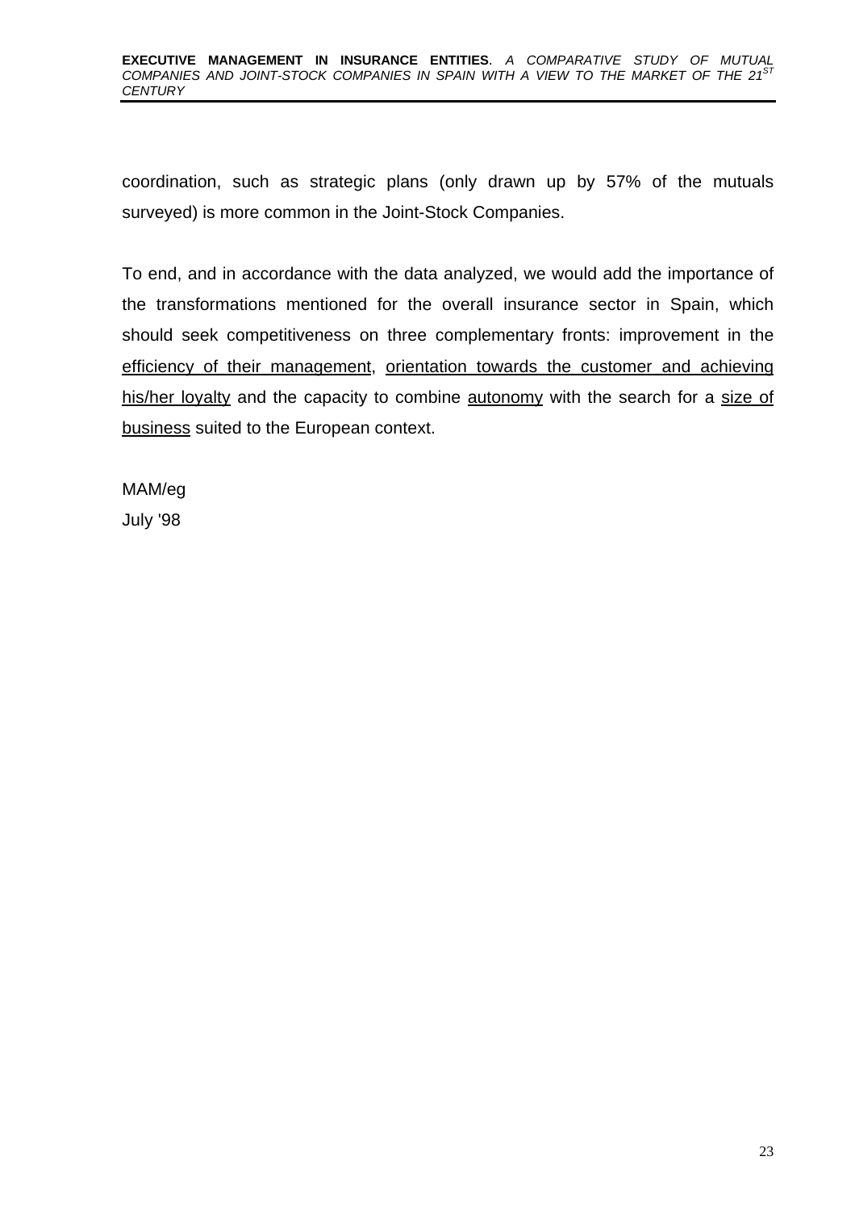coordination, such as strategic plans (only drawn up by 57% of the mutuals surveyed) is more common in the Joint-Stock Companies.

To end, and in accordance with the data analyzed, we would add the importance of the transformations mentioned for the overall insurance sector in Spain, which should seek competitiveness on three complementary fronts: improvement in the <u>efficiency of their management</u>, <u>orientation towards the customer and achieving his/her loyalty</u> and the capacity to combine <u>autonomy</u> with the search for a <u>size of business</u> suited to the European context.

MAM/eg

July '98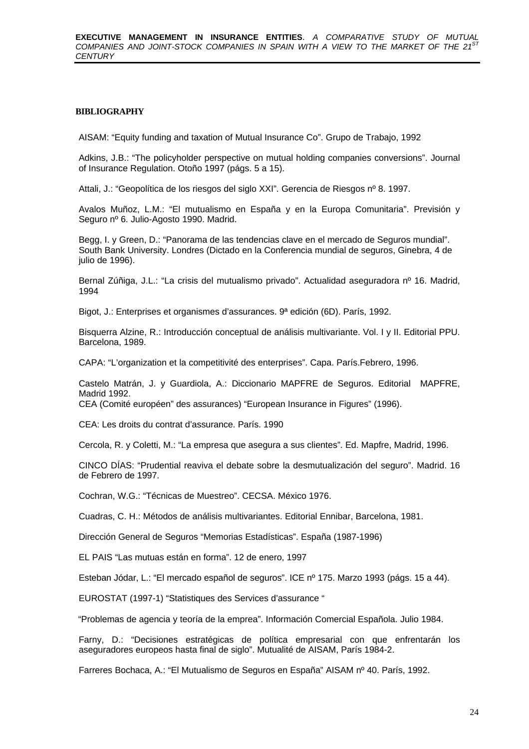**BIBLIOGRAPHY**

AISAM: “Equity funding and taxation of Mutual Insurance Co”. Grupo de Trabajo, 1992

Adkins, J.B.: “The policyholder perspective on mutual holding companies conversions”. Journal of Insurance Regulation. Otoño 1997 (págs. 5 a 15).

Attali, J.: “Geopolítica de los riesgos del siglo XXI”. Gerencia de Riesgos nº 8. 1997.

Avalos Muñoz, L.M.: “El mutualismo en España y en la Europa Comunitaria”. Previsión y Seguro nº 6. Julio-Agosto 1990. Madrid.

Begg, I. y Green, D.: “Panorama de las tendencias clave en el mercado de Seguros mundial”. South Bank University. Londres (Dictado en la Conferencia mundial de seguros, Ginebra, 4 de julio de 1996).

Bernal Zúñiga, J.L.: “La crisis del mutualismo privado”. Actualidad aseguradora nº 16. Madrid, 1994

Bigot, J.: Enterprises et organismes d’assurances. 9ª edición (6D). París, 1992.

Bisquerra Alzine, R.: Introducción conceptual de análisis multivariante. Vol. I y II. Editorial PPU. Barcelona, 1989.

CAPA: “L’organization et la competitivité des enterprises”. Capa. París.Febrero, 1996.

Castelo Matrán, J. y Guardiola, A.: Diccionario MAPFRE de Seguros. Editorial MAPFRE, Madrid 1992.

CEA (Comité européen” des assurances) “European Insurance in Figures” (1996).

CEA: Les droits du contrat d’assurance. París. 1990

Cercola, R. y Coletti, M.: “La empresa que asegura a sus clientes”. Ed. Mapfre, Madrid, 1996.

CINCO DÍAS: “Prudential reaviva el debate sobre la desmutualización del seguro”. Madrid. 16 de Febrero de 1997.

Cochran, W.G.: “Técnicas de Muestreo”. CECSA. México 1976.

Cuadras, C. H.: Métodos de análisis multivariantes. Editorial Ennibar, Barcelona, 1981.

Dirección General de Seguros “Memorias Estadísticas”. España (1987-1996)

EL PAIS “Las mutuas están en forma”. 12 de enero, 1997

Esteban Jódar, L.: “El mercado español de seguros”. ICE nº 175. Marzo 1993 (págs. 15 a 44).

EUROSTAT (1997-1) “Statistiques des Services d’assurance “

“Problemas de agencia y teoría de la emprea”. Información Comercial Española. Julio 1984.

Farny, D.: “Decisiones estratégicas de política empresarial con que enfrentarán los aseguradores europeos hasta final de siglo”. Mutualité de AISAM, París 1984-2.

Farreres Bochaca, A.: “El Mutualismo de Seguros en España” AISAM nº 40. París, 1992.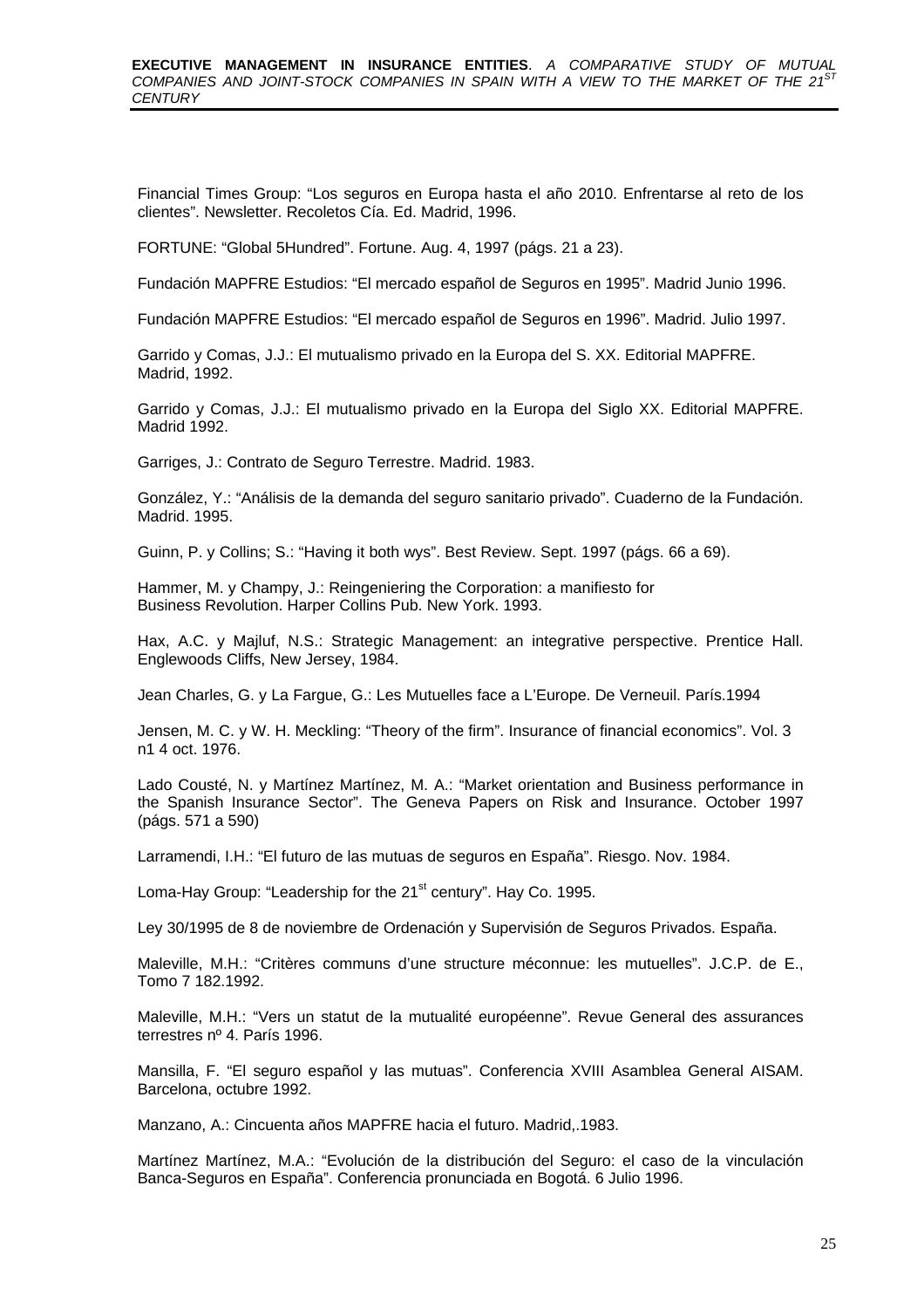Financial Times Group: "Los seguros en Europa hasta el año 2010. Enfrentarse al reto de los clientes". Newsletter. Recoletos Cía. Ed. Madrid, 1996.

FORTUNE: "Global 5Hundred". Fortune. Aug. 4, 1997 (págs. 21 a 23).

Fundación MAPFRE Estudios: "El mercado español de Seguros en 1995". Madrid Junio 1996.

Fundación MAPFRE Estudios: "El mercado español de Seguros en 1996". Madrid. Julio 1997.

Garrido y Comas, J.J.: El mutualismo privado en la Europa del S. XX. Editorial MAPFRE. Madrid, 1992.

Garrido y Comas, J.J.: El mutualismo privado en la Europa del Siglo XX. Editorial MAPFRE. Madrid 1992.

Garriges, J.: Contrato de Seguro Terrestre. Madrid. 1983.

González, Y.: "Análisis de la demanda del seguro sanitario privado". Cuaderno de la Fundación. Madrid. 1995.

Guinn, P. y Collins; S.: "Having it both wys". Best Review. Sept. 1997 (págs. 66 a 69).

Hammer, M. y Champy, J.: Reingeniering the Corporation: a manifiesto for Business Revolution. Harper Collins Pub. New York. 1993.

Hax, A.C. y Majluf, N.S.: Strategic Management: an integrative perspective. Prentice Hall. Englewoods Cliffs, New Jersey, 1984.

Jean Charles, G. y La Fargue, G.: Les Mutuelles face a L'Europe. De Verneuil. París.1994

Jensen, M. C. y W. H. Meckling: "Theory of the firm". Insurance of financial economics". Vol. 3 n1 4 oct. 1976.

Lado Cousté, N. y Martínez Martínez, M. A.: "Market orientation and Business performance in the Spanish Insurance Sector". The Geneva Papers on Risk and Insurance. October 1997 (págs. 571 a 590)

Larramendi, I.H.: "El futuro de las mutuas de seguros en España". Riesgo. Nov. 1984.

Loma-Hay Group: "Leadership for the 21st century". Hay Co. 1995.

Ley 30/1995 de 8 de noviembre de Ordenación y Supervisión de Seguros Privados. España.

Maleville, M.H.: "Critères communs d'une structure méconnue: les mutuelles". J.C.P. de E., Tomo 7 182.1992.

Maleville, M.H.: "Vers un statut de la mutualité européenne". Revue General des assurances terrestres nº 4. París 1996.

Mansilla, F. "El seguro español y las mutuas". Conferencia XVIII Asamblea General AISAM. Barcelona, octubre 1992.

Manzano, A.: Cincuenta años MAPFRE hacia el futuro. Madrid,.1983.

Martínez Martínez, M.A.: "Evolución de la distribución del Seguro: el caso de la vinculación Banca-Seguros en España". Conferencia pronunciada en Bogotá. 6 Julio 1996.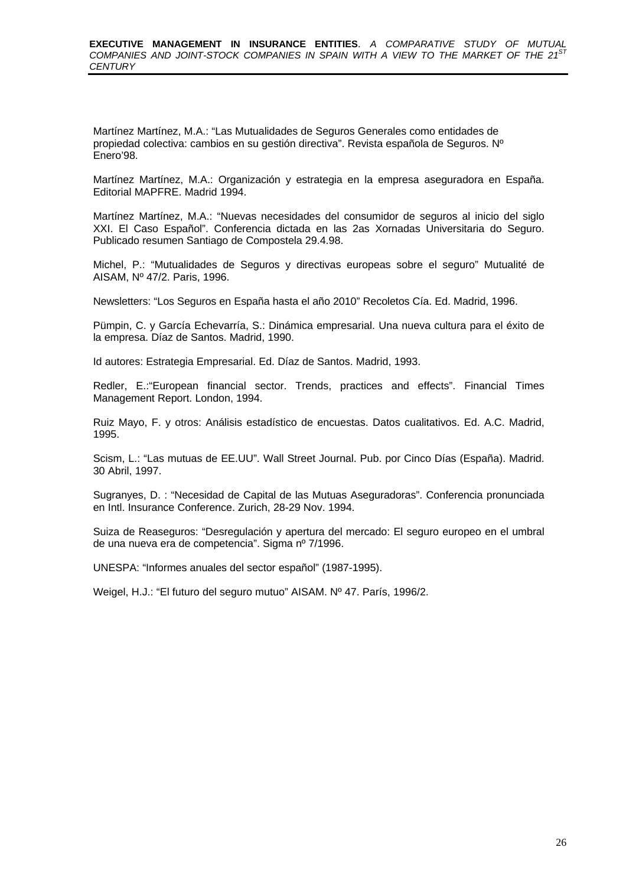Martínez Martínez, M.A.: "Las Mutualidades de Seguros Generales como entidades de propiedad colectiva: cambios en su gestión directiva". Revista española de Seguros. Nº Enero'98.

Martínez Martínez, M.A.: Organización y estrategia en la empresa aseguradora en España. Editorial MAPFRE. Madrid 1994.

Martínez Martínez, M.A.: "Nuevas necesidades del consumidor de seguros al inicio del siglo XXI. El Caso Español". Conferencia dictada en las 2as Xornadas Universitaria do Seguro. Publicado resumen Santiago de Compostela 29.4.98.

Michel, P.: "Mutualidades de Seguros y directivas europeas sobre el seguro" Mutualité de AISAM, Nº 47/2. Paris, 1996.

Newsletters: "Los Seguros en España hasta el año 2010" Recoletos Cía. Ed. Madrid, 1996.

Pümpin, C. y García Echevarría, S.: Dinámica empresarial. Una nueva cultura para el éxito de la empresa. Díaz de Santos. Madrid, 1990.

Id autores: Estrategia Empresarial. Ed. Díaz de Santos. Madrid, 1993.

Redler, E.:"European financial sector. Trends, practices and effects". Financial Times Management Report. London, 1994.

Ruiz Mayo, F. y otros: Análisis estadístico de encuestas. Datos cualitativos. Ed. A.C. Madrid, 1995.

Scism, L.: "Las mutuas de EE.UU". Wall Street Journal. Pub. por Cinco Días (España). Madrid. 30 Abril, 1997.

Sugranyes, D. : "Necesidad de Capital de las Mutuas Aseguradoras". Conferencia pronunciada en Intl. Insurance Conference. Zurich, 28-29 Nov. 1994.

Suiza de Reaseguros: "Desregulación y apertura del mercado: El seguro europeo en el umbral de una nueva era de competencia". Sigma nº 7/1996.

UNESPA: "Informes anuales del sector español" (1987-1995).

Weigel, H.J.: "El futuro del seguro mutuo" AISAM. Nº 47. París, 1996/2.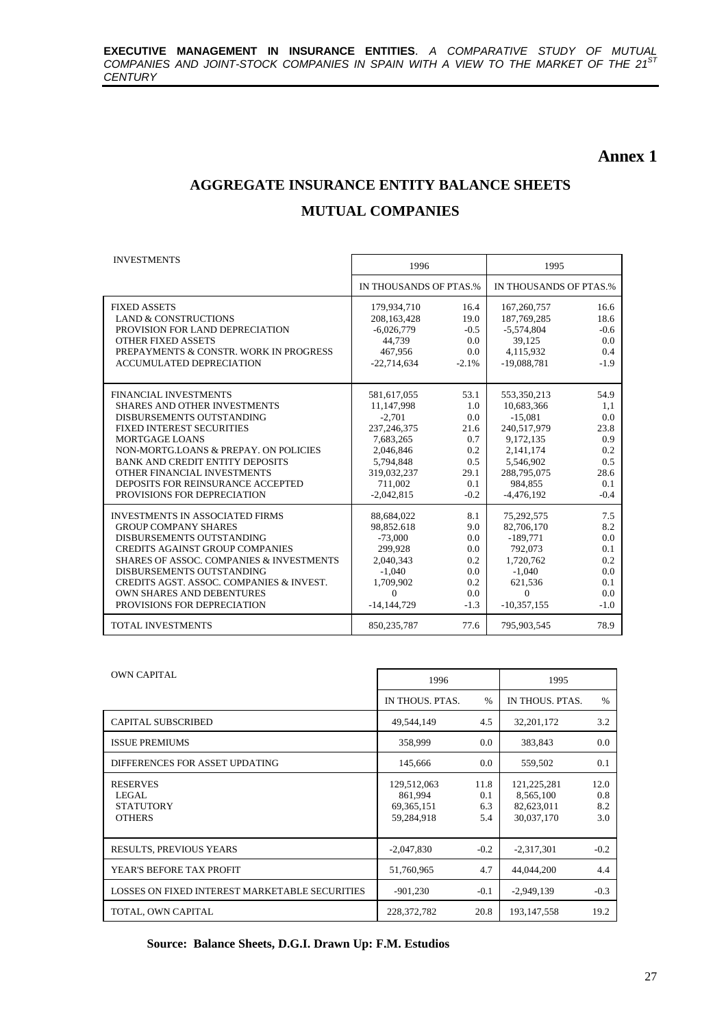## Annex 1

# AGGREGATE INSURANCE ENTITY BALANCE SHEETS

# MUTUAL COMPANIES

| INVESTMENTS | 1996 | | 1995 | |
|---|---|---|---|---|
| | IN THOUSANDS OF PTAS. | % | IN THOUSANDS OF PTAS. | % |
| FIXED ASSETS | 179,934,710 | 16.4 | 167,260,757 | 16.6 |
| LAND & CONSTRUCTIONS | 208,163,428 | 19.0 | 187,769,285 | 18.6 |
| PROVISION FOR LAND DEPRECIATION | -6,026,779 | -0.5 | -5,574,804 | -0.6 |
| OTHER FIXED ASSETS | 44,739 | 0.0 | 39,125 | 0.0 |
| PREPAYMENTS & CONSTR. WORK IN PROGRESS | 467,956 | 0.0 | 4,115,932 | 0.4 |
| ACCUMULATED DEPRECIATION | -22,714,634 | -2.1% | -19,088,781 | -1.9 |
| FINANCIAL INVESTMENTS | 581,617,055 | 53.1 | 553,350,213 | 54.9 |
| SHARES AND OTHER INVESTMENTS | 11,147,998 | 1.0 | 10,683,366 | 1,1 |
| DISBURSEMENTS OUTSTANDING | -2,701 | 0.0 | -15,081 | 0.0 |
| FIXED INTEREST SECURITIES | 237,246,375 | 21.6 | 240,517,979 | 23.8 |
| MORTGAGE LOANS | 7,683,265 | 0.7 | 9,172,135 | 0.9 |
| NON-MORTG.LOANS & PREPAY. ON POLICIES | 2,046,846 | 0.2 | 2,141,174 | 0.2 |
| BANK AND CREDIT ENTITY DEPOSITS | 5,794,848 | 0.5 | 5,546,902 | 0.5 |
| OTHER FINANCIAL INVESTMENTS | 319,032,237 | 29.1 | 288,795,075 | 28.6 |
| DEPOSITS FOR REINSURANCE ACCEPTED | 711,002 | 0.1 | 984,855 | 0.1 |
| PROVISIONS FOR DEPRECIATION | -2,042,815 | -0.2 | -4,476,192 | -0.4 |
| INVESTMENTS IN ASSOCIATED FIRMS | 88,684,022 | 8.1 | 75,292,575 | 7.5 |
| GROUP COMPANY SHARES | 98,852.618 | 9.0 | 82,706,170 | 8.2 |
| DISBURSEMENTS OUTSTANDING | -73,000 | 0.0 | -189,771 | 0.0 |
| CREDITS AGAINST GROUP COMPANIES | 299,928 | 0.0 | 792,073 | 0.1 |
| SHARES OF ASSOC. COMPANIES & INVESTMENTS | 2,040,343 | 0.2 | 1,720,762 | 0.2 |
| DISBURSEMENTS OUTSTANDING | -1,040 | 0.0 | -1,040 | 0.0 |
| CREDITS AGST. ASSOC. COMPANIES & INVEST. | 1,709,902 | 0.2 | 621,536 | 0.1 |
| OWN SHARES AND DEBENTURES | 0 | 0.0 | 0 | 0.0 |
| PROVISIONS FOR DEPRECIATION | -14,144,729 | -1.3 | -10,357,155 | -1.0 |
| TOTAL INVESTMENTS | 850,235,787 | 77.6 | 795,903,545 | 78.9 |

| OWN CAPITAL | 1996 | | 1995 | |
|---|---|---|---|---|
| | IN THOUS. PTAS. | % | IN THOUS. PTAS. | % |
| CAPITAL SUBSCRIBED | 49,544,149 | 4.5 | 32,201,172 | 3.2 |
| ISSUE PREMIUMS | 358,999 | 0.0 | 383,843 | 0.0 |
| DIFFERENCES FOR ASSET UPDATING | 145,666 | 0.0 | 559,502 | 0.1 |
| RESERVES | 129,512,063 | 11.8 | 121,225,281 | 12.0 |
| LEGAL | 861,994 | 0.1 | 8,565,100 | 0.8 |
| STATUTORY | 69,365,151 | 6.3 | 82,623,011 | 8.2 |
| OTHERS | 59,284,918 | 5.4 | 30,037,170 | 3.0 |
| RESULTS, PREVIOUS YEARS | -2,047,830 | -0.2 | -2,317,301 | -0.2 |
| YEAR'S BEFORE TAX PROFIT | 51,760,965 | 4.7 | 44,044,200 | 4.4 |
| LOSSES ON FIXED INTEREST MARKETABLE SECURITIES | -901,230 | -0.1 | -2,949,139 | -0.3 |
| TOTAL, OWN CAPITAL | 228,372,782 | 20.8 | 193,147,558 | 19.2 |

**Source: Balance Sheets, D.G.I. Drawn Up: F.M. Estudios**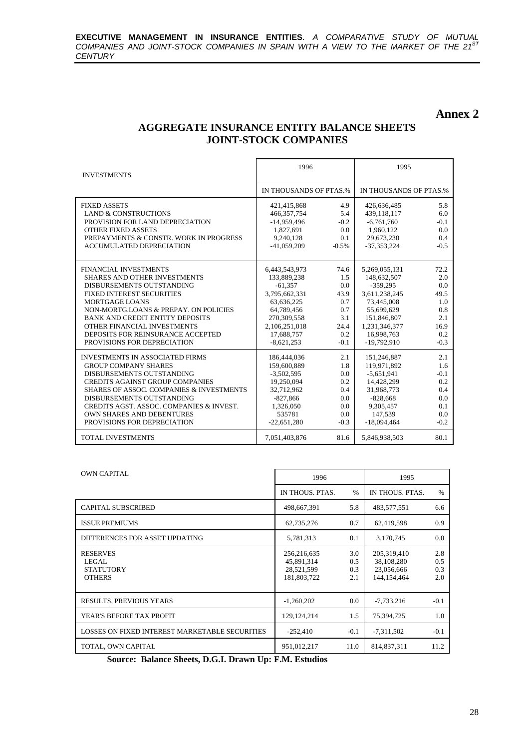# Annex 2

## AGGREGATE INSURANCE ENTITY BALANCE SHEETS
## JOINT-STOCK COMPANIES

| INVESTMENTS | 1996 | | 1995 | |
|---|---|---|---|---|
| | IN THOUSANDS OF PTAS. | % | IN THOUSANDS OF PTAS. | % |
| FIXED ASSETS | 421,415,868 | 4.9 | 426,636,485 | 5.8 |
| LAND & CONSTRUCTIONS | 466,357,754 | 5.4 | 439,118,117 | 6.0 |
| PROVISION FOR LAND DEPRECIATION | -14,959,496 | -0.2 | -6,761,760 | -0.1 |
| OTHER FIXED ASSETS | 1,827,691 | 0.0 | 1,960,122 | 0.0 |
| PREPAYMENTS & CONSTR. WORK IN PROGRESS | 9,240,128 | 0.1 | 29,673,230 | 0.4 |
| ACCUMULATED DEPRECIATION | -41,059,209 | -0.5% | -37,353,224 | -0.5 |
| FINANCIAL INVESTMENTS | 6,443,543,973 | 74.6 | 5,269,055,131 | 72.2 |
| SHARES AND OTHER INVESTMENTS | 133,889,238 | 1.5 | 148,632,507 | 2.0 |
| DISBURSEMENTS OUTSTANDING | -61,357 | 0.0 | -359,295 | 0.0 |
| FIXED INTEREST SECURITIES | 3,795,662,331 | 43.9 | 3,611,238,245 | 49.5 |
| MORTGAGE LOANS | 63,636,225 | 0.7 | 73,445,008 | 1.0 |
| NON-MORTG.LOANS & PREPAY. ON POLICIES | 64,789,456 | 0.7 | 55,699,629 | 0.8 |
| BANK AND CREDIT ENTITY DEPOSITS | 270,309,558 | 3.1 | 151,846,807 | 2.1 |
| OTHER FINANCIAL INVESTMENTS | 2,106,251,018 | 24.4 | 1,231,346,377 | 16.9 |
| DEPOSITS FOR REINSURANCE ACCEPTED | 17,688,757 | 0.2 | 16,998,763 | 0.2 |
| PROVISIONS FOR DEPRECIATION | -8,621,253 | -0.1 | -19,792,910 | -0.3 |
| INVESTMENTS IN ASSOCIATED FIRMS | 186,444,036 | 2.1 | 151,246,887 | 2.1 |
| GROUP COMPANY SHARES | 159,600,889 | 1.8 | 119,971,892 | 1.6 |
| DISBURSEMENTS OUTSTANDING | -3,502,595 | 0.0 | -5,651,941 | -0.1 |
| CREDITS AGAINST GROUP COMPANIES | 19,250,094 | 0.2 | 14,428,299 | 0.2 |
| SHARES OF ASSOC. COMPANIES & INVESTMENTS | 32,712,962 | 0.4 | 31,968,773 | 0.4 |
| DISBURSEMENTS OUTSTANDING | -827,866 | 0.0 | -828,668 | 0.0 |
| CREDITS AGST. ASSOC. COMPANIES & INVEST. | 1,326,050 | 0.0 | 9,305,457 | 0.1 |
| OWN SHARES AND DEBENTURES | 535781 | 0.0 | 147,539 | 0.0 |
| PROVISIONS FOR DEPRECIATION | -22,651,280 | -0.3 | -18,094,464 | -0.2 |
| TOTAL INVESTMENTS | 7,051,403,876 | 81.6 | 5,846,938,503 | 80.1 |

| OWN CAPITAL | 1996 | | 1995 | |
|---|---|---|---|---|
| | IN THOUS. PTAS. | % | IN THOUS. PTAS. | % |
| CAPITAL SUBSCRIBED | 498,667,391 | 5.8 | 483,577,551 | 6.6 |
| ISSUE PREMIUMS | 62,735,276 | 0.7 | 62,419,598 | 0.9 |
| DIFFERENCES FOR ASSET UPDATING | 5,781,313 | 0.1 | 3,170,745 | 0.0 |
| RESERVES | 256,216,635 | 3.0 | 205,319,410 | 2.8 |
| LEGAL | 45,891,314 | 0.5 | 38,108,280 | 0.5 |
| STATUTORY | 28,521,599 | 0.3 | 23,056,666 | 0.3 |
| OTHERS | 181,803,722 | 2.1 | 144,154,464 | 2.0 |
| RESULTS, PREVIOUS YEARS | -1,260,202 | 0.0 | -7,733,216 | -0.1 |
| YEAR'S BEFORE TAX PROFIT | 129,124,214 | 1.5 | 75,394,725 | 1.0 |
| LOSSES ON FIXED INTEREST MARKETABLE SECURITIES | -252,410 | -0.1 | -7,311,502 | -0.1 |
| TOTAL, OWN CAPITAL | 951,012,217 | 11.0 | 814,837,311 | 11.2 |

**Source: Balance Sheets, D.G.I. Drawn Up: F.M. Estudios**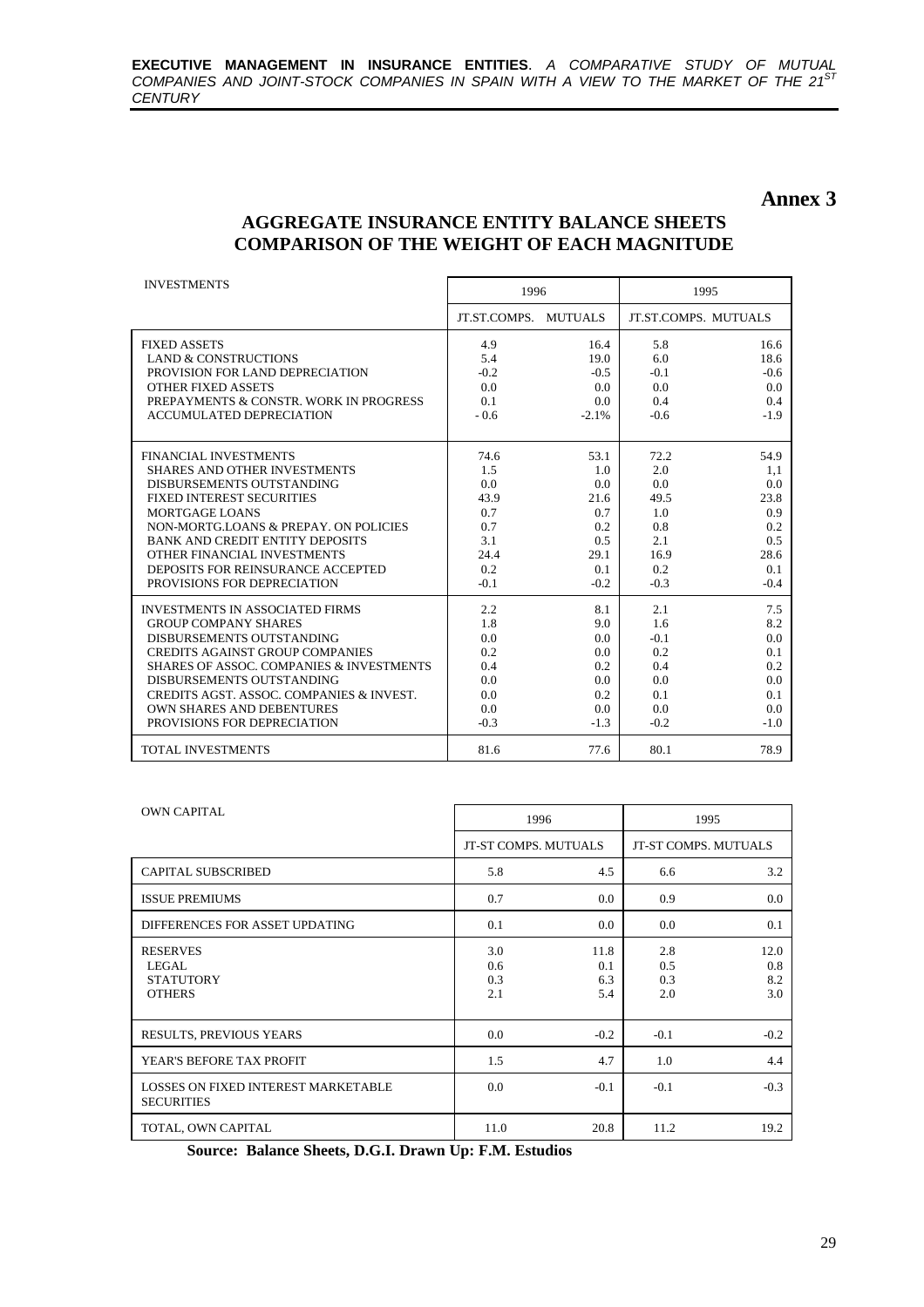# Annex 3

## AGGREGATE INSURANCE ENTITY BALANCE SHEETS COMPARISON OF THE WEIGHT OF EACH MAGNITUDE

| INVESTMENTS | 1996 | | 1995 | |
|---|---|---|---|---|
| | JT.ST.COMPS. | MUTUALS | JT.ST.COMPS. | MUTUALS |
| FIXED ASSETS | 4.9 | 16.4 | 5.8 | 16.6 |
| LAND & CONSTRUCTIONS | 5.4 | 19.0 | 6.0 | 18.6 |
| PROVISION FOR LAND DEPRECIATION | -0.2 | -0.5 | -0.1 | -0.6 |
| OTHER FIXED ASSETS | 0.0 | 0.0 | 0.0 | 0.0 |
| PREPAYMENTS & CONSTR. WORK IN PROGRESS | 0.1 | 0.0 | 0.4 | 0.4 |
| ACCUMULATED DEPRECIATION | - 0.6 | -2.1% | -0.6 | -1.9 |
| FINANCIAL INVESTMENTS | 74.6 | 53.1 | 72.2 | 54.9 |
| SHARES AND OTHER INVESTMENTS | 1.5 | 1.0 | 2.0 | 1,1 |
| DISBURSEMENTS OUTSTANDING | 0.0 | 0.0 | 0.0 | 0.0 |
| FIXED INTEREST SECURITIES | 43.9 | 21.6 | 49.5 | 23.8 |
| MORTGAGE LOANS | 0.7 | 0.7 | 1.0 | 0.9 |
| NON-MORTG.LOANS & PREPAY. ON POLICIES | 0.7 | 0.2 | 0.8 | 0.2 |
| BANK AND CREDIT ENTITY DEPOSITS | 3.1 | 0.5 | 2.1 | 0.5 |
| OTHER FINANCIAL INVESTMENTS | 24.4 | 29.1 | 16.9 | 28.6 |
| DEPOSITS FOR REINSURANCE ACCEPTED | 0.2 | 0.1 | 0.2 | 0.1 |
| PROVISIONS FOR DEPRECIATION | -0.1 | -0.2 | -0.3 | -0.4 |
| INVESTMENTS IN ASSOCIATED FIRMS | 2.2 | 8.1 | 2.1 | 7.5 |
| GROUP COMPANY SHARES | 1.8 | 9.0 | 1.6 | 8.2 |
| DISBURSEMENTS OUTSTANDING | 0.0 | 0.0 | -0.1 | 0.0 |
| CREDITS AGAINST GROUP COMPANIES | 0.2 | 0.0 | 0.2 | 0.1 |
| SHARES OF ASSOC. COMPANIES & INVESTMENTS | 0.4 | 0.2 | 0.4 | 0.2 |
| DISBURSEMENTS OUTSTANDING | 0.0 | 0.0 | 0.0 | 0.0 |
| CREDITS AGST. ASSOC. COMPANIES & INVEST. | 0.0 | 0.2 | 0.1 | 0.1 |
| OWN SHARES AND DEBENTURES | 0.0 | 0.0 | 0.0 | 0.0 |
| PROVISIONS FOR DEPRECIATION | -0.3 | -1.3 | -0.2 | -1.0 |
| TOTAL INVESTMENTS | 81.6 | 77.6 | 80.1 | 78.9 |

| OWN CAPITAL | 1996 | | 1995 | |
|---|---|---|---|---|
| | JT-ST COMPS. | MUTUALS | JT-ST COMPS. | MUTUALS |
| CAPITAL SUBSCRIBED | 5.8 | 4.5 | 6.6 | 3.2 |
| ISSUE PREMIUMS | 0.7 | 0.0 | 0.9 | 0.0 |
| DIFFERENCES FOR ASSET UPDATING | 0.1 | 0.0 | 0.0 | 0.1 |
| RESERVES | 3.0 | 11.8 | 2.8 | 12.0 |
| LEGAL | 0.6 | 0.1 | 0.5 | 0.8 |
| STATUTORY | 0.3 | 6.3 | 0.3 | 8.2 |
| OTHERS | 2.1 | 5.4 | 2.0 | 3.0 |
| RESULTS, PREVIOUS YEARS | 0.0 | -0.2 | -0.1 | -0.2 |
| YEAR'S BEFORE TAX PROFIT | 1.5 | 4.7 | 1.0 | 4.4 |
| LOSSES ON FIXED INTEREST MARKETABLE SECURITIES | 0.0 | -0.1 | -0.1 | -0.3 |
| TOTAL, OWN CAPITAL | 11.0 | 20.8 | 11.2 | 19.2 |

**Source: Balance Sheets, D.G.I. Drawn Up: F.M. Estudios**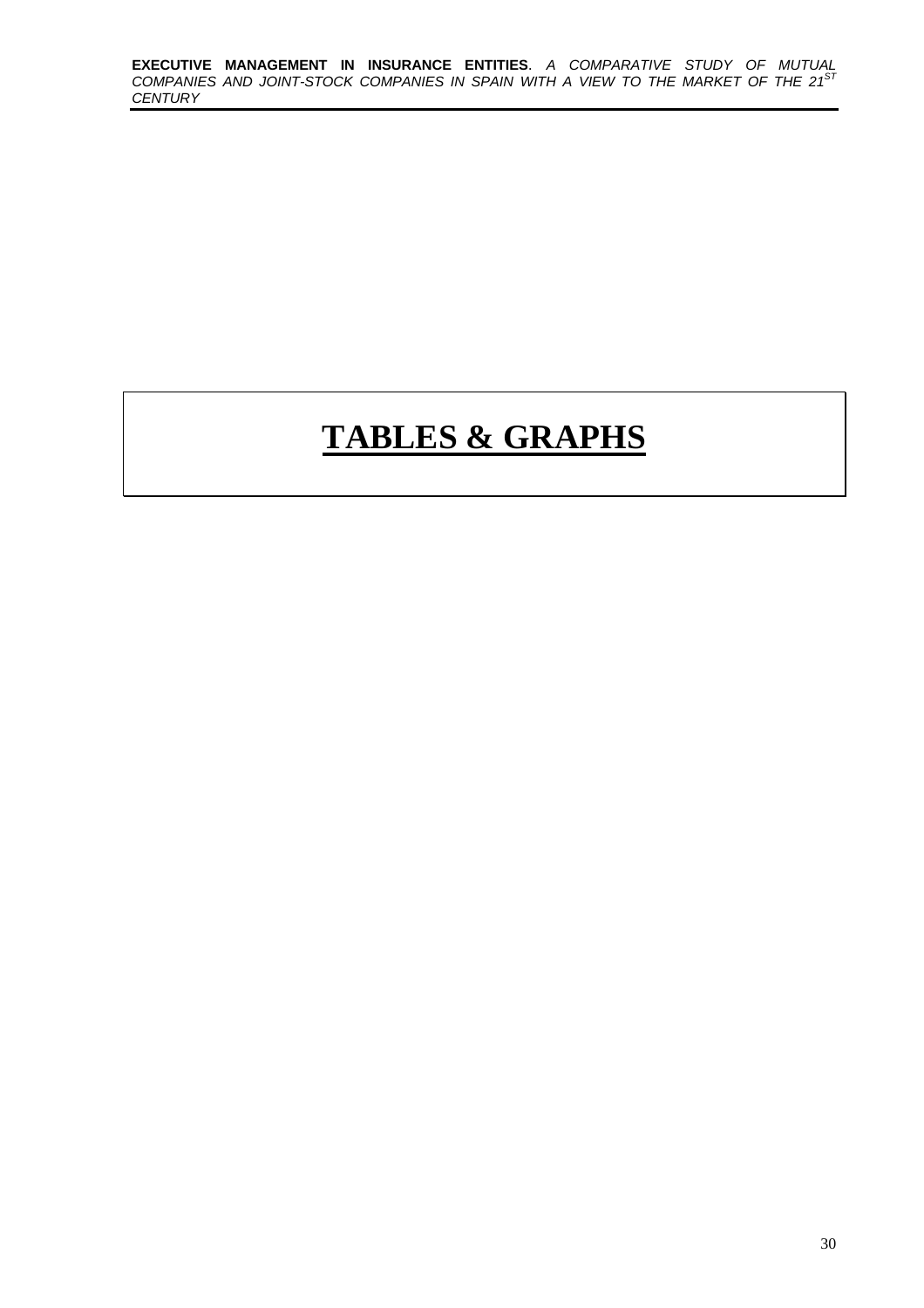# TABLES & GRAPHS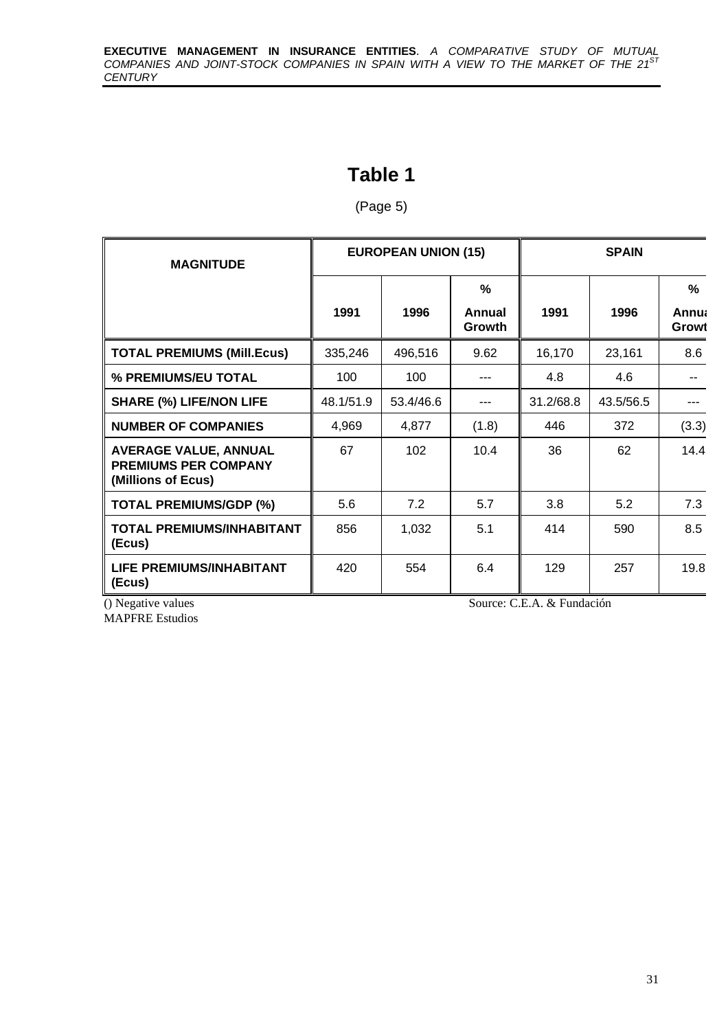# Table 1

(Page 5)

| MAGNITUDE | EUROPEAN UNION (15) | | | SPAIN | | |
|---|---|---|---|---|---|---|
| | 1991 | 1996 | % Annual Growth | 1991 | 1996 | % Annual Growth |
| **TOTAL PREMIUMS (Mill.Ecus)** | 335,246 | 496,516 | 9.62 | 16,170 | 23,161 | 8.6 |
| **% PREMIUMS/EU TOTAL** | 100 | 100 | --- | 4.8 | 4.6 | -- |
| **SHARE (%) LIFE/NON LIFE** | 48.1/51.9 | 53.4/46.6 | --- | 31.2/68.8 | 43.5/56.5 | --- |
| **NUMBER OF COMPANIES** | 4,969 | 4,877 | (1.8) | 446 | 372 | (3.3) |
| **AVERAGE VALUE, ANNUAL PREMIUMS PER COMPANY (Millions of Ecus)** | 67 | 102 | 10.4 | 36 | 62 | 14.4 |
| **TOTAL PREMIUMS/GDP (%)** | 5.6 | 7.2 | 5.7 | 3.8 | 5.2 | 7.3 |
| **TOTAL PREMIUMS/INHABITANT (Ecus)** | 856 | 1,032 | 5.1 | 414 | 590 | 8.5 |
| **LIFE PREMIUMS/INHABITANT (Ecus)** | 420 | 554 | 6.4 | 129 | 257 | 19.8 |

() Negative values

Source: C.E.A. & Fundación MAPFRE Estudios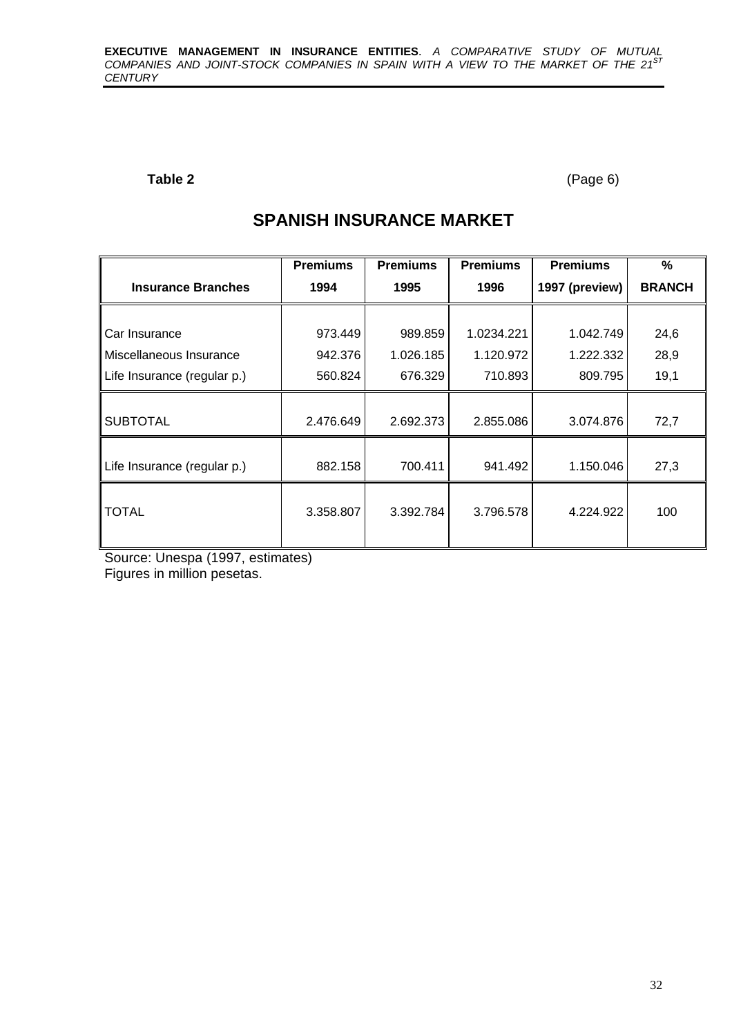**Table 2** (Page 6)

## SPANISH INSURANCE MARKET

| Insurance Branches | Premiums 1994 | Premiums 1995 | Premiums 1996 | Premiums 1997 (preview) | % BRANCH |
|---|---|---|---|---|---|
| Car Insurance | 973.449 | 989.859 | 1.0234.221 | 1.042.749 | 24,6 |
| Miscellaneous Insurance | 942.376 | 1.026.185 | 1.120.972 | 1.222.332 | 28,9 |
| Life Insurance (regular p.) | 560.824 | 676.329 | 710.893 | 809.795 | 19,1 |
| SUBTOTAL | 2.476.649 | 2.692.373 | 2.855.086 | 3.074.876 | 72,7 |
| Life Insurance (regular p.) | 882.158 | 700.411 | 941.492 | 1.150.046 | 27,3 |
| TOTAL | 3.358.807 | 3.392.784 | 3.796.578 | 4.224.922 | 100 |

Source: Unespa (1997, estimates)
Figures in million pesetas.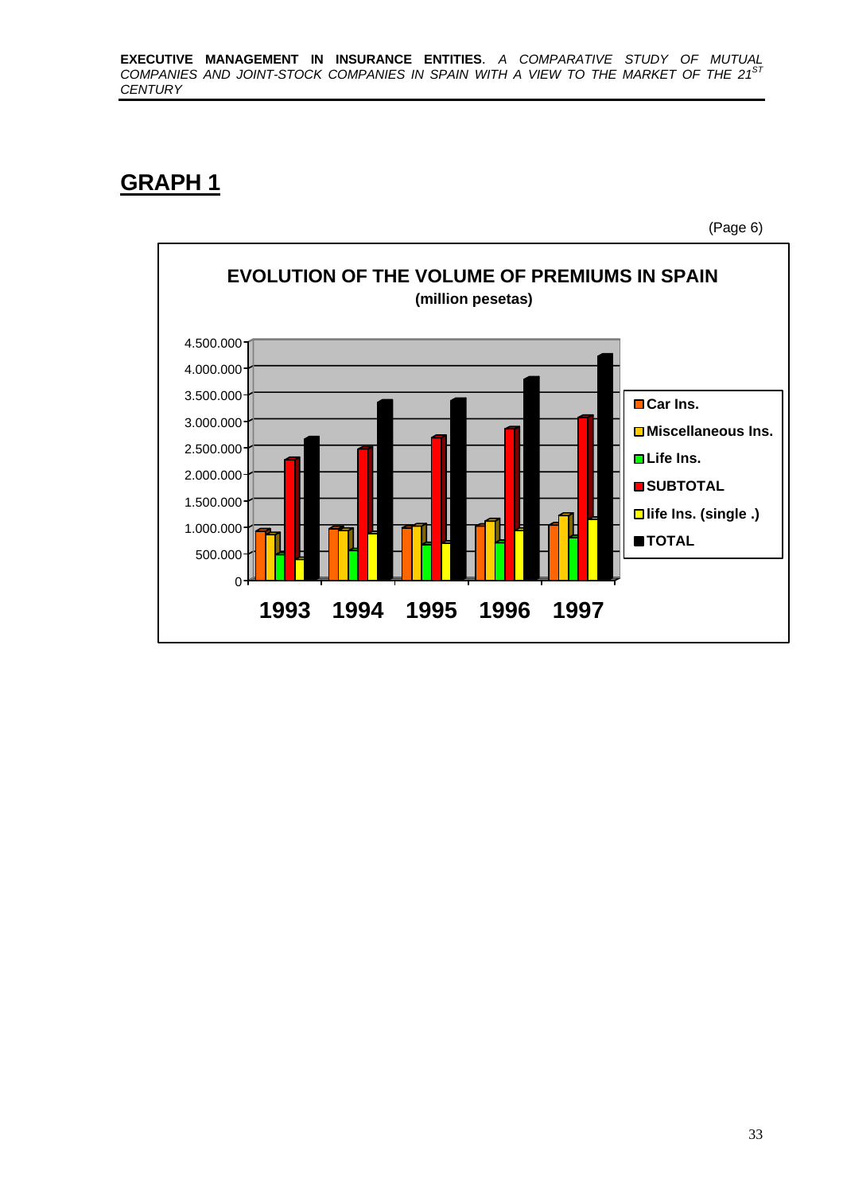## GRAPH 1

(Page 6)

**EVOLUTION OF THE VOLUME OF PREMIUMS IN SPAIN**

**(million pesetas)**

4.500.000
4.000.000
3.500.000
3.000.000
2.500.000
2.000.000
1.500.000
1.000.000
500.000
0

**1993 1994 1995 1996 1997**

- Car Ins.
- Miscellaneous Ins.
- Life Ins.
- SUBTOTAL
- life Ins. (single .)
- TOTAL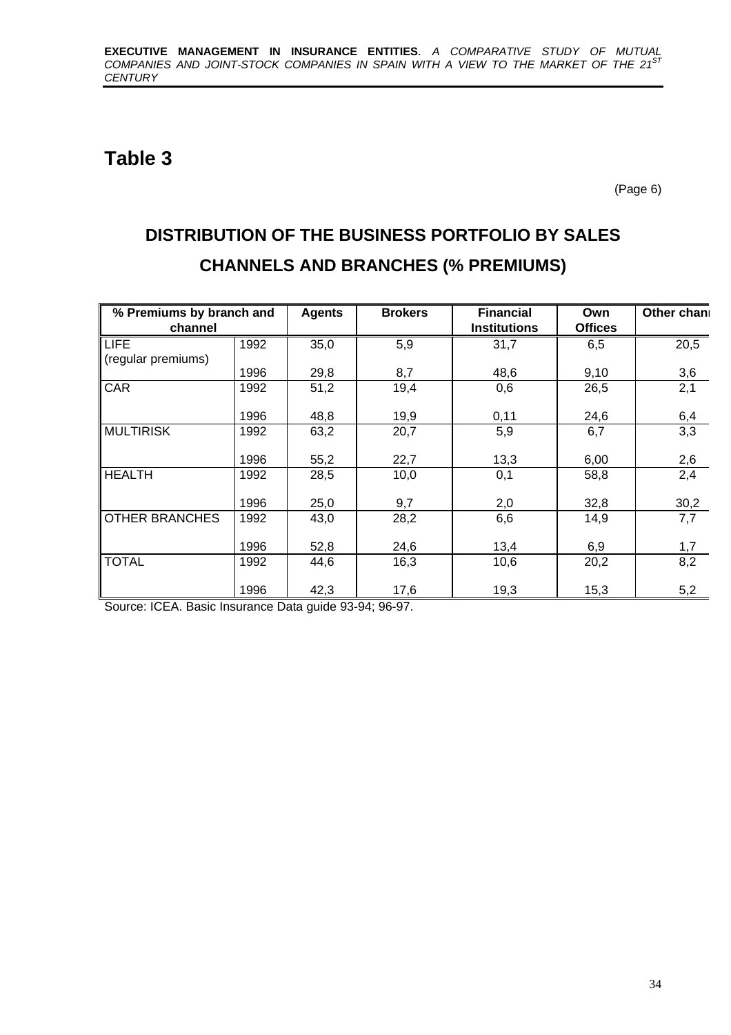# Table 3

(Page 6)

## DISTRIBUTION OF THE BUSINESS PORTFOLIO BY SALES CHANNELS AND BRANCHES (% PREMIUMS)

| % Premiums by branch and channel | | Agents | Brokers | Financial Institutions | Own Offices | Other chan |
|---|---|---|---|---|---|---|
| LIFE (regular premiums) | 1992 | 35,0 | 5,9 | 31,7 | 6,5 | 20,5 |
| | 1996 | 29,8 | 8,7 | 48,6 | 9,10 | 3,6 |
| CAR | 1992 | 51,2 | 19,4 | 0,6 | 26,5 | 2,1 |
| | 1996 | 48,8 | 19,9 | 0,11 | 24,6 | 6,4 |
| MULTIRISK | 1992 | 63,2 | 20,7 | 5,9 | 6,7 | 3,3 |
| | 1996 | 55,2 | 22,7 | 13,3 | 6,00 | 2,6 |
| HEALTH | 1992 | 28,5 | 10,0 | 0,1 | 58,8 | 2,4 |
| | 1996 | 25,0 | 9,7 | 2,0 | 32,8 | 30,2 |
| OTHER BRANCHES | 1992 | 43,0 | 28,2 | 6,6 | 14,9 | 7,7 |
| | 1996 | 52,8 | 24,6 | 13,4 | 6,9 | 1,7 |
| TOTAL | 1992 | 44,6 | 16,3 | 10,6 | 20,2 | 8,2 |
| | 1996 | 42,3 | 17,6 | 19,3 | 15,3 | 5,2 |

Source: ICEA. Basic Insurance Data guide 93-94; 96-97.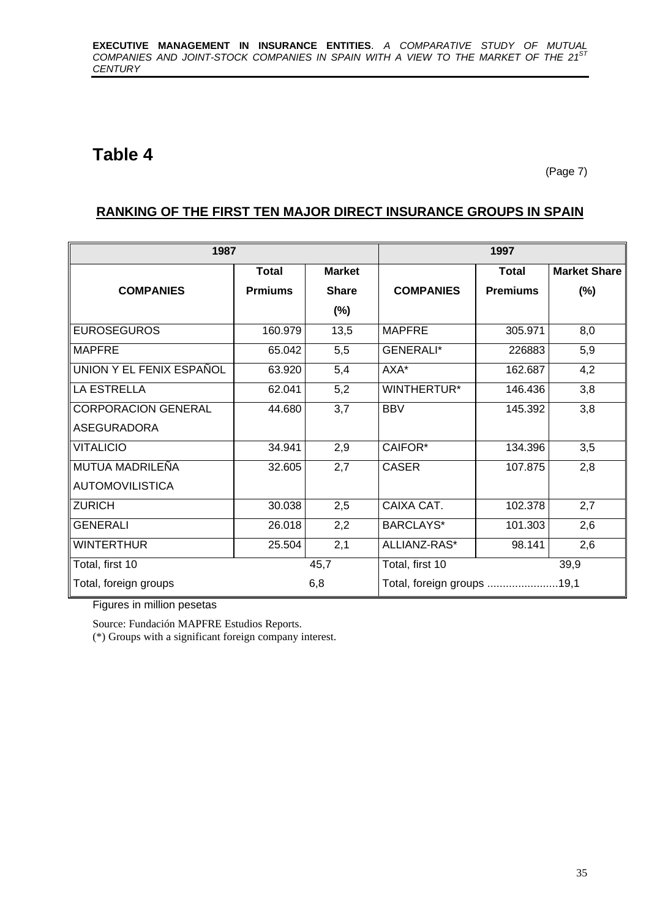# Table 4

(Page 7)

## RANKING OF THE FIRST TEN MAJOR DIRECT INSURANCE GROUPS IN SPAIN

| 1987 | | | 1997 | | |
|---|---|---|---|---|---|
| **COMPANIES** | **Total Prmiums** | **Market Share (%)** | **COMPANIES** | **Total Premiums** | **Market Share (%)** |
| EUROSEGUROS | 160.979 | 13,5 | MAPFRE | 305.971 | 8,0 |
| MAPFRE | 65.042 | 5,5 | GENERALI* | 226883 | 5,9 |
| UNION Y EL FENIX ESPAÑOL | 63.920 | 5,4 | AXA* | 162.687 | 4,2 |
| LA ESTRELLA | 62.041 | 5,2 | WINTHERTUR* | 146.436 | 3,8 |
| CORPORACION GENERAL ASEGURADORA | 44.680 | 3,7 | BBV | 145.392 | 3,8 |
| VITALICIO | 34.941 | 2,9 | CAIFOR* | 134.396 | 3,5 |
| MUTUA MADRILEÑA AUTOMOVILISTICA | 32.605 | 2,7 | CASER | 107.875 | 2,8 |
| ZURICH | 30.038 | 2,5 | CAIXA CAT. | 102.378 | 2,7 |
| GENERALI | 26.018 | 2,2 | BARCLAYS* | 101.303 | 2,6 |
| WINTERTHUR | 25.504 | 2,1 | ALLIANZ-RAS* | 98.141 | 2,6 |
| Total, first 10 | | 45,7 | Total, first 10 | | 39,9 |
| Total, foreign groups | | 6,8 | Total, foreign groups .......................19,1 | | |

Figures in million pesetas

Source: Fundación MAPFRE Estudios Reports.

(*) Groups with a significant foreign company interest.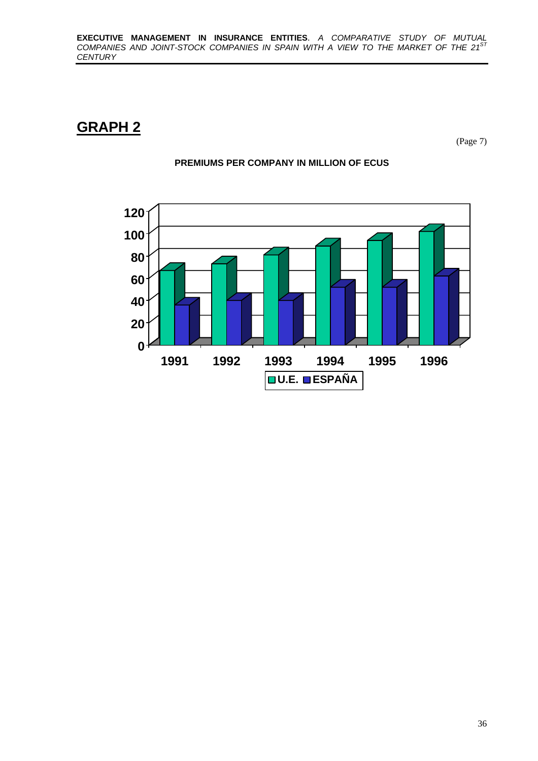## GRAPH 2

(Page 7)

**PREMIUMS PER COMPANY IN MILLION OF ECUS**

120
100
80
60
40
20
0

1991 1992 1993 1994 1995 1996

U.E. ESPAÑA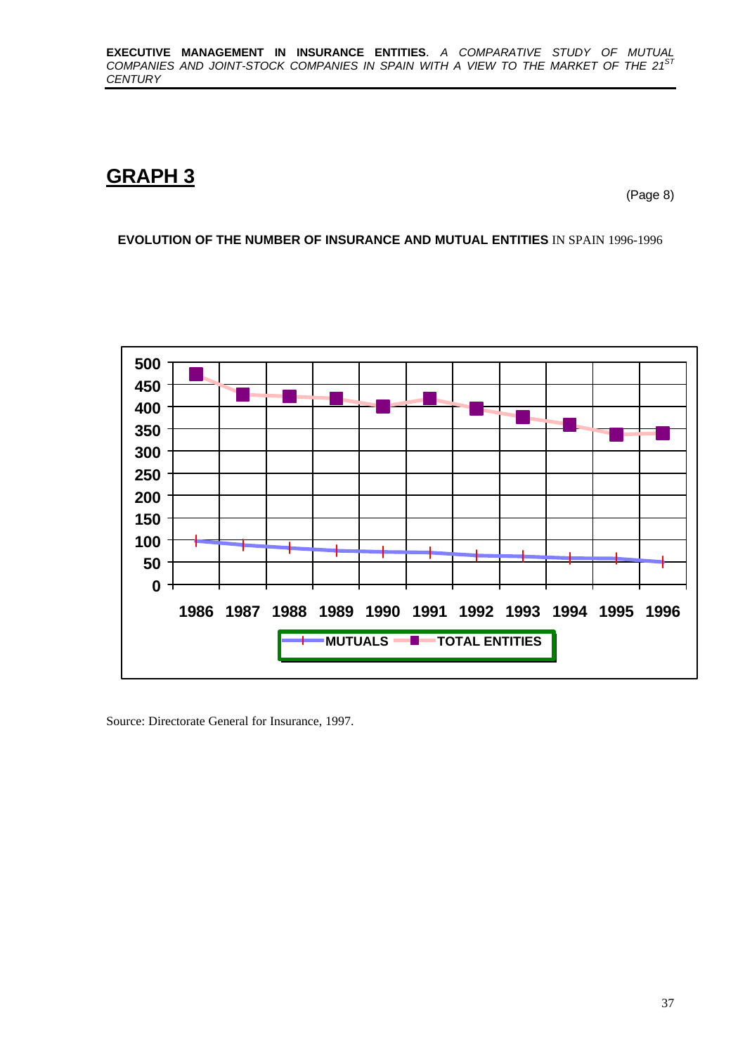## GRAPH 3

(Page 8)

**EVOLUTION OF THE NUMBER OF INSURANCE AND MUTUAL ENTITIES** IN SPAIN 1996-1996

Source: Directorate General for Insurance, 1997.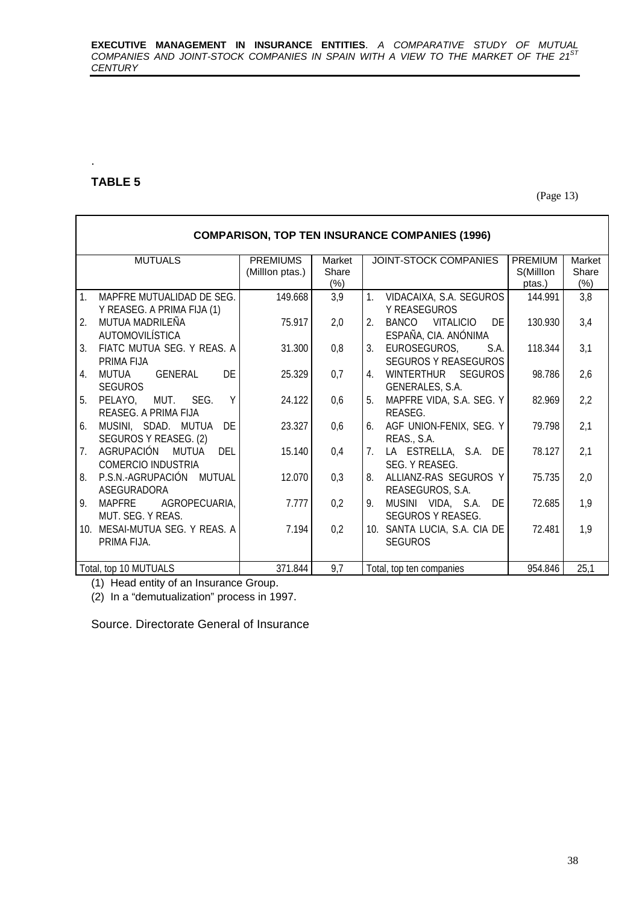.

**TABLE 5**

(Page 13)

| COMPARISON, TOP TEN INSURANCE COMPANIES (1996) | | | | | |
|---|---|---|---|---|---|
| MUTUALS | PREMIUMS (MillIon ptas.) | Market Share (%) | JOINT-STOCK COMPANIES | PREMIUM S(MillIon ptas.) | Market Share (%) |
| 1. MAPFRE MUTUALIDAD DE SEG. Y REASEG. A PRIMA FIJA (1) | 149.668 | 3,9 | 1. VIDACAIXA, S.A. SEGUROS Y REASEGUROS | 144.991 | 3,8 |
| 2. MUTUA MADRILEÑA AUTOMOVILÍSTICA | 75.917 | 2,0 | 2. BANCO VITALICIO DE ESPAÑA, CIA. ANÓNIMA | 130.930 | 3,4 |
| 3. FIATC MUTUA SEG. Y REAS. A PRIMA FIJA | 31.300 | 0,8 | 3. EUROSEGUROS, S.A. SEGUROS Y REASEGUROS | 118.344 | 3,1 |
| 4. MUTUA GENERAL DE SEGUROS | 25.329 | 0,7 | 4. WINTERTHUR SEGUROS GENERALES, S.A. | 98.786 | 2,6 |
| 5. PELAYO, MUT. SEG. Y REASEG. A PRIMA FIJA | 24.122 | 0,6 | 5. MAPFRE VIDA, S.A. SEG. Y REASEG. | 82.969 | 2,2 |
| 6. MUSINI, SDAD. MUTUA DE SEGUROS Y REASEG. (2) | 23.327 | 0,6 | 6. AGF UNION-FENIX, SEG. Y REAS., S.A. | 79.798 | 2,1 |
| 7. AGRUPACIÓN MUTUA DEL COMERCIO INDUSTRIA | 15.140 | 0,4 | 7. LA ESTRELLA, S.A. DE SEG. Y REASEG. | 78.127 | 2,1 |
| 8. P.S.N.-AGRUPACIÓN MUTUAL ASEGURADORA | 12.070 | 0,3 | 8. ALLIANZ-RAS SEGUROS Y REASEGUROS, S.A. | 75.735 | 2,0 |
| 9. MAPFRE AGROPECUARIA, MUT. SEG. Y REAS. | 7.777 | 0,2 | 9. MUSINI VIDA, S.A. DE SEGUROS Y REASEG. | 72.685 | 1,9 |
| 10. MESAI-MUTUA SEG. Y REAS. A PRIMA FIJA. | 7.194 | 0,2 | 10. SANTA LUCIA, S.A. CIA DE SEGUROS | 72.481 | 1,9 |
| Total, top 10 MUTUALS | 371.844 | 9,7 | Total, top ten companies | 954.846 | 25,1 |

(1) Head entity of an Insurance Group.

(2) In a "demutualization" process in 1997.

Source. Directorate General of Insurance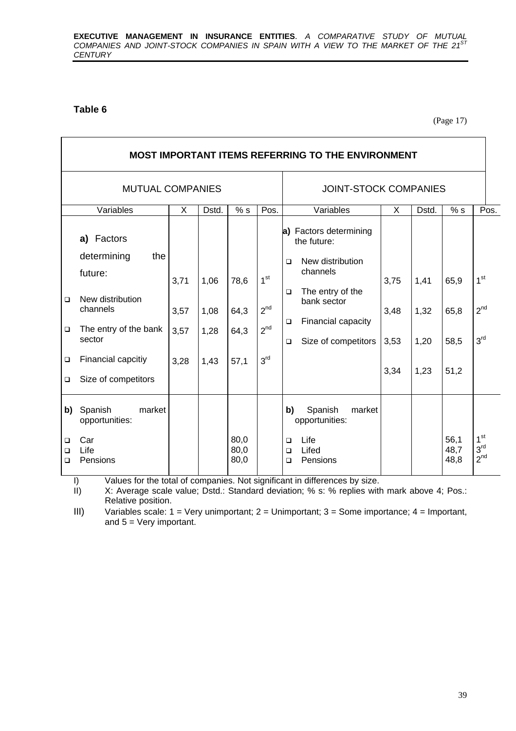**Table 6**

(Page 17)

| MOST IMPORTANT ITEMS REFERRING TO THE ENVIRONMENT | | | | | | | | | |
|---|---|---|---|---|---|---|---|---|---|
| MUTUAL COMPANIES | | | | | JOINT-STOCK COMPANIES | | | | |
| Variables | X | Dstd. | % s | Pos. | Variables | X | Dstd. | % s | Pos. |
| **a)** Factors determining the future: | | | | | **a)** Factors determining the future: | | | | |
| ❑ New distribution channels | 3,71 | 1,06 | 78,6 | 1st | ❑ New distribution channels | 3,75 | 1,41 | 65,9 | 1st |
| ❑ The entry of the bank sector | 3,57 | 1,08 | 64,3 | 2nd | ❑ The entry of the bank sector | 3,48 | 1,32 | 65,8 | 2nd |
| ❑ Financial capcitiy | 3,57 | 1,28 | 64,3 | 2nd | ❑ Financial capacity | 3,53 | 1,20 | 58,5 | 3rd |
| ❑ Size of competitors | 3,28 | 1,43 | 57,1 | 3rd | ❑ Size of competitors | 3,34 | 1,23 | 51,2 | |
| **b)** Spanish market opportunities: | | | | | **b)** Spanish market opportunities: | | | | |
| ❑ Car | | | 80,0 | | ❑ Life | | | 56,1 | 1st |
| ❑ Life | | | 80,0 | | ❑ Lifed | | | 48,7 | 3rd |
| ❑ Pensions | | | 80,0 | | ❑ Pensions | | | 48,8 | 2nd |

I) Values for the total of companies. Not significant in differences by size.

II) X: Average scale value; Dstd.: Standard deviation; % s: % replies with mark above 4; Pos.: Relative position.

III) Variables scale: 1 = Very unimportant; 2 = Unimportant; 3 = Some importance; 4 = Important, and 5 = Very important.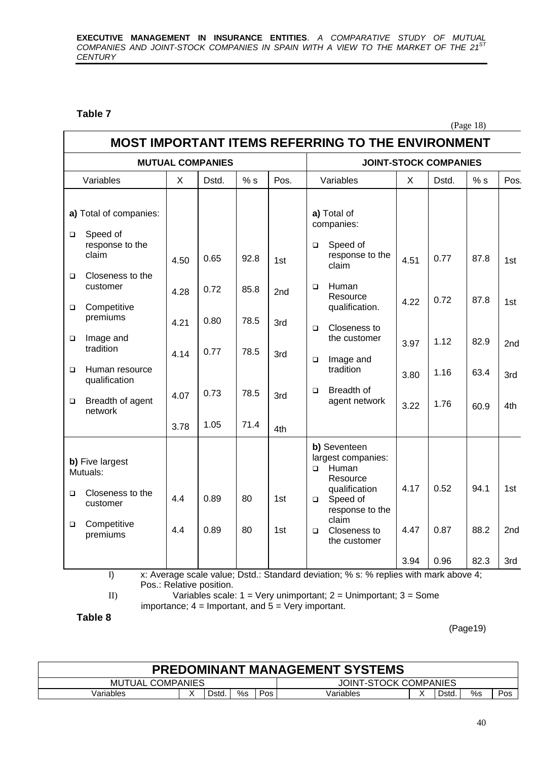**Table 7**

(Page 18)

| MOST IMPORTANT ITEMS REFERRING TO THE ENVIRONMENT | | | | | | | | | |
|---|---|---|---|---|---|---|---|---|---|
| MUTUAL COMPANIES | | | | | JOINT-STOCK COMPANIES | | | | |
| Variables | X | Dstd. | % s | Pos. | Variables | X | Dstd. | % s | Pos. |
| **a)** Total of companies: | | | | | **a)** Total of companies: | | | | |
| ❑ Speed of response to the claim | 4.50 | 0.65 | 92.8 | 1st | ❑ Speed of response to the claim | 4.51 | 0.77 | 87.8 | 1st |
| ❑ Closeness to the customer | 4.28 | 0.72 | 85.8 | 2nd | ❑ Human Resource qualification. | 4.22 | 0.72 | 87.8 | 1st |
| ❑ Competitive premiums | 4.21 | 0.80 | 78.5 | 3rd | ❑ Closeness to the customer | 3.97 | 1.12 | 82.9 | 2nd |
| ❑ Image and tradition | 4.14 | 0.77 | 78.5 | 3rd | ❑ Image and tradition | 3.80 | 1.16 | 63.4 | 3rd |
| ❑ Human resource qualification | 4.07 | 0.73 | 78.5 | 3rd | ❑ Breadth of agent network | 3.22 | 1.76 | 60.9 | 4th |
| ❑ Breadth of agent network | 3.78 | 1.05 | 71.4 | 4th | | | | | |
| **b)** Five largest Mutuals: | | | | | **b)** Seventeen largest companies: | | | | |
| ❑ Closeness to the customer | 4.4 | 0.89 | 80 | 1st | ❑ Human Resource qualification | 4.17 | 0.52 | 94.1 | 1st |
| ❑ Competitive premiums | 4.4 | 0.89 | 80 | 1st | ❑ Speed of response to the claim | 4.47 | 0.87 | 88.2 | 2nd |
| | | | | | ❑ Closeness to the customer | 3.94 | 0.96 | 82.3 | 3rd |

I) x: Average scale value; Dstd.: Standard deviation; % s: % replies with mark above 4; Pos.: Relative position.

II) Variables scale: 1 = Very unimportant; 2 = Unimportant; 3 = Some importance; 4 = Important, and 5 = Very important.

**Table 8**

(Page19)

| PREDOMINANT MANAGEMENT SYSTEMS | | | | | | | | | |
|---|---|---|---|---|---|---|---|---|---|
| MUTUAL COMPANIES | | | | | JOINT-STOCK COMPANIES | | | | |
| Variables | X | Dstd. | %s | Pos | Variables | X | Dstd. | %s | Pos |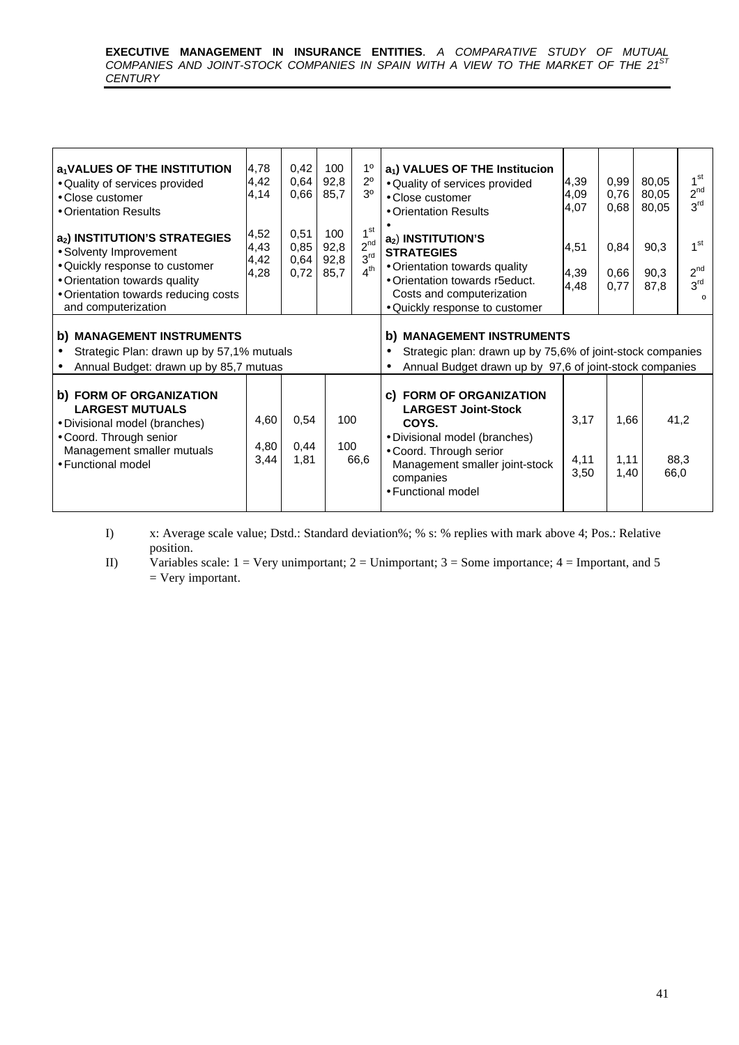| | | | | | | | | | |
|---|---|---|---|---|---|---|---|---|---|
| **$a_1$ VALUES OF THE INSTITUTION** | | | | | **$a_1$) VALUES OF THE Institucion** | | | | |
| • Quality of services provided | 4,78 | 0,42 | 100 | 1º | • Quality of services provided | 4,39 | 0,99 | 80,05 | 1st |
| • Close customer | 4,42 | 0,64 | 92,8 | 2º | • Close customer | 4,09 | 0,76 | 80,05 | 2nd |
| • Orientation Results | 4,14 | 0,66 | 85,7 | 3º | • Orientation Results | 4,07 | 0,68 | 80,05 | 3rd |
| **$a_2$) INSTITUTION'S STRATEGIES** | | | | | **$a_2$) INSTITUTION'S STRATEGIES** | | | | |
| • Solventy Improvement | 4,52 | 0,51 | 100 | 1st | • Orientation towards quality | 4,51 | 0,84 | 90,3 | 1st |
| • Quickly response to customer | 4,43 | 0,85 | 92,8 | 2nd | • Orientation towards r5educt. Costs and computerization | 4,39 | 0,66 | 90,3 | 2nd |
| • Orientation towards quality | 4,42 | 0,64 | 92,8 | 3rd | • Quickly response to customer | 4,48 | 0,77 | 87,8 | 3rd o |
| • Orientation towards reducing costs and computerization | 4,28 | 0,72 | 85,7 | 4th | | | | | |
| **b) MANAGEMENT INSTRUMENTS** | | | | | **b) MANAGEMENT INSTRUMENTS** | | | | |
| • Strategic Plan: drawn up by 57,1% mutuals | | | | | • Strategic plan: drawn up by 75,6% of joint-stock companies | | | | |
| • Annual Budget: drawn up by 85,7 mutuas | | | | | • Annual Budget drawn up by 97,6 of joint-stock companies | | | | |
| **b) FORM OF ORGANIZATION LARGEST MUTUALS** | | | | | **c) FORM OF ORGANIZATION LARGEST Joint-Stock COYS.** | | | | |
| • Divisional model (branches) | 4,60 | 0,54 | 100 | | • Divisional model (branches) | 3,17 | 1,66 | 41,2 | |
| • Coord. Through senior Management smaller mutuals | 4,80 | 0,44 | 100 | | • Coord. Through serior Management smaller joint-stock companies | 4,11 | 1,11 | 88,3 | |
| • Functional model | 3,44 | 1,81 | 66,6 | | • Functional model | 3,50 | 1,40 | 66,0 | |

I) x: Average scale value; Dstd.: Standard deviation%; % s: % replies with mark above 4; Pos.: Relative position.

II) Variables scale: 1 = Very unimportant; 2 = Unimportant; 3 = Some importance; 4 = Important, and 5 = Very important.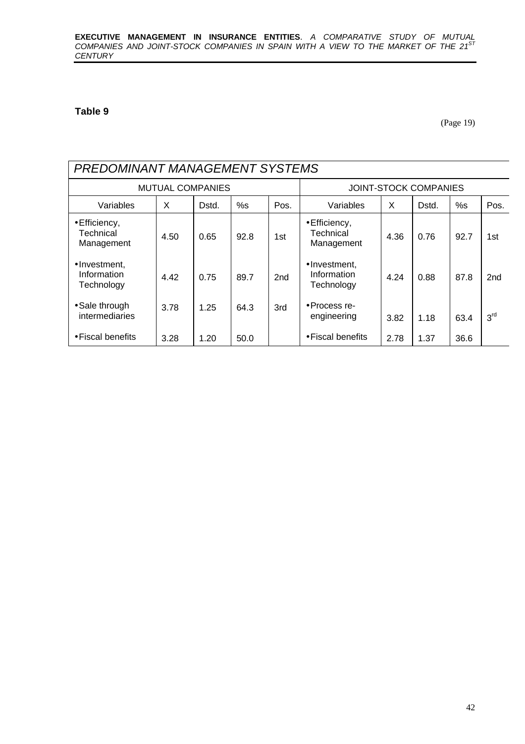**Table 9**

(Page 19)

| *PREDOMINANT MANAGEMENT SYSTEMS* | | | | | | | | | |
|---|---|---|---|---|---|---|---|---|---|
| MUTUAL COMPANIES | | | | | JOINT-STOCK COMPANIES | | | | |
| Variables | X | Dstd. | %s | Pos. | Variables | X | Dstd. | %s | Pos. |
| • Efficiency, Technical Management | 4.50 | 0.65 | 92.8 | 1st | • Efficiency, Technical Management | 4.36 | 0.76 | 92.7 | 1st |
| • Investment, Information Technology | 4.42 | 0.75 | 89.7 | 2nd | • Investment, Information Technology | 4.24 | 0.88 | 87.8 | 2nd |
| • Sale through intermediaries | 3.78 | 1.25 | 64.3 | 3rd | • Process re-engineering | 3.82 | 1.18 | 63.4 | 3rd |
| • Fiscal benefits | 3.28 | 1.20 | 50.0 | | • Fiscal benefits | 2.78 | 1.37 | 36.6 | |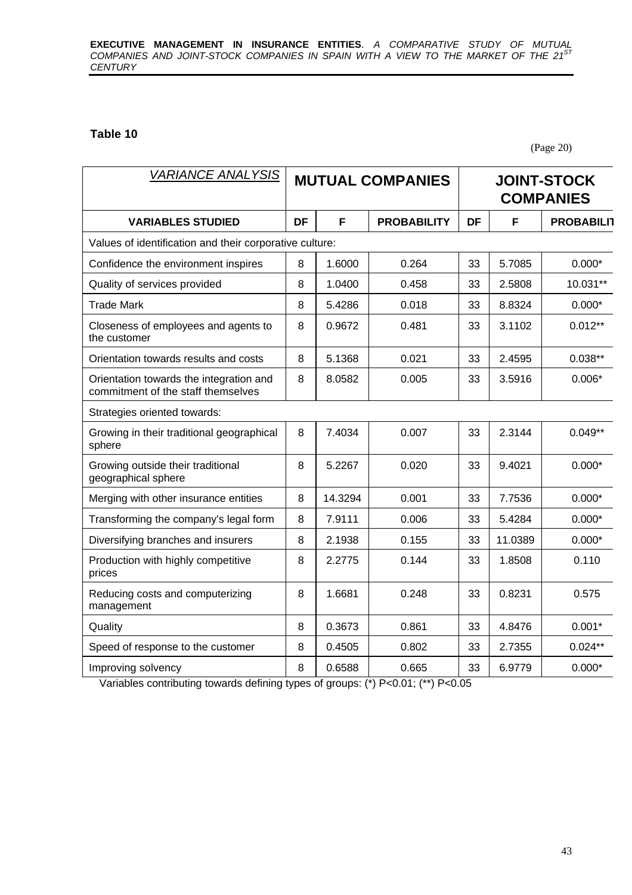**Table 10**

(Page 20)

| *VARIANCE ANALYSIS* | MUTUAL COMPANIES | | | JOINT-STOCK COMPANIES | | |
|---|---|---|---|---|---|---|
| **VARIABLES STUDIED** | **DF** | **F** | **PROBABILITY** | **DF** | **F** | **PROBABILIT** |
| Values of identification and their corporative culture: | | | | | | |
| Confidence the environment inspires | 8 | 1.6000 | 0.264 | 33 | 5.7085 | 0.000* |
| Quality of services provided | 8 | 1.0400 | 0.458 | 33 | 2.5808 | 10.031** |
| Trade Mark | 8 | 5.4286 | 0.018 | 33 | 8.8324 | 0.000* |
| Closeness of employees and agents to the customer | 8 | 0.9672 | 0.481 | 33 | 3.1102 | 0.012** |
| Orientation towards results and costs | 8 | 5.1368 | 0.021 | 33 | 2.4595 | 0.038** |
| Orientation towards the integration and commitment of the staff themselves | 8 | 8.0582 | 0.005 | 33 | 3.5916 | 0.006* |
| Strategies oriented towards: | | | | | | |
| Growing in their traditional geographical sphere | 8 | 7.4034 | 0.007 | 33 | 2.3144 | 0.049** |
| Growing outside their traditional geographical sphere | 8 | 5.2267 | 0.020 | 33 | 9.4021 | 0.000* |
| Merging with other insurance entities | 8 | 14.3294 | 0.001 | 33 | 7.7536 | 0.000* |
| Transforming the company's legal form | 8 | 7.9111 | 0.006 | 33 | 5.4284 | 0.000* |
| Diversifying branches and insurers | 8 | 2.1938 | 0.155 | 33 | 11.0389 | 0.000* |
| Production with highly competitive prices | 8 | 2.2775 | 0.144 | 33 | 1.8508 | 0.110 |
| Reducing costs and computerizing management | 8 | 1.6681 | 0.248 | 33 | 0.8231 | 0.575 |
| Quality | 8 | 0.3673 | 0.861 | 33 | 4.8476 | 0.001* |
| Speed of response to the customer | 8 | 0.4505 | 0.802 | 33 | 2.7355 | 0.024** |
| Improving solvency | 8 | 0.6588 | 0.665 | 33 | 6.9779 | 0.000* |

Variables contributing towards defining types of groups: (*) $P<0.01$; (**) $P<0.05$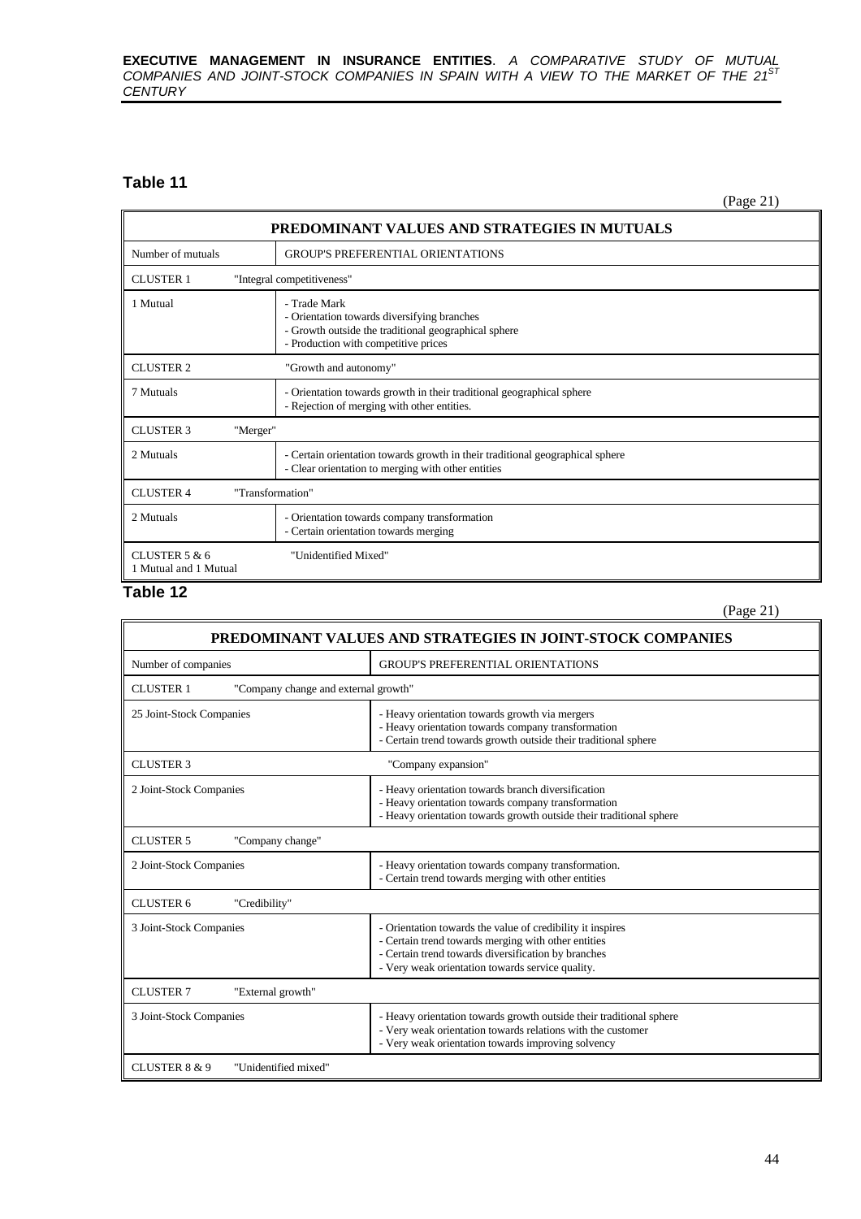## Table 11

(Page 21)

| PREDOMINANT VALUES AND STRATEGIES IN MUTUALS | |
|---|---|
| Number of mutuals | GROUP'S PREFERENTIAL ORIENTATIONS |
| CLUSTER 1 "Integral competitiveness" | |
| 1 Mutual | - Trade Mark<br>- Orientation towards diversifying branches<br>- Growth outside the traditional geographical sphere<br>- Production with competitive prices |
| CLUSTER 2 "Growth and autonomy" | |
| 7 Mutuals | - Orientation towards growth in their traditional geographical sphere<br>- Rejection of merging with other entities. |
| CLUSTER 3 "Merger" | |
| 2 Mutuals | - Certain orientation towards growth in their traditional geographical sphere<br>- Clear orientation to merging with other entities |
| CLUSTER 4 "Transformation" | |
| 2 Mutuals | - Orientation towards company transformation<br>- Certain orientation towards merging |
| CLUSTER 5 & 6 "Unidentified Mixed"<br>1 Mutual and 1 Mutual | |

## Table 12

(Page 21)

| PREDOMINANT VALUES AND STRATEGIES IN JOINT-STOCK COMPANIES | |
|---|---|
| Number of companies | GROUP'S PREFERENTIAL ORIENTATIONS |
| CLUSTER 1 "Company change and external growth" | |
| 25 Joint-Stock Companies | - Heavy orientation towards growth via mergers<br>- Heavy orientation towards company transformation<br>- Certain trend towards growth outside their traditional sphere |
| CLUSTER 3 "Company expansion" | |
| 2 Joint-Stock Companies | - Heavy orientation towards branch diversification<br>- Heavy orientation towards company transformation<br>- Heavy orientation towards growth outside their traditional sphere |
| CLUSTER 5 "Company change" | |
| 2 Joint-Stock Companies | - Heavy orientation towards company transformation.<br>- Certain trend towards merging with other entities |
| CLUSTER 6 "Credibility" | |
| 3 Joint-Stock Companies | - Orientation towards the value of credibility it inspires<br>- Certain trend towards merging with other entities<br>- Certain trend towards diversification by branches<br>- Very weak orientation towards service quality. |
| CLUSTER 7 "External growth" | |
| 3 Joint-Stock Companies | - Heavy orientation towards growth outside their traditional sphere<br>- Very weak orientation towards relations with the customer<br>- Very weak orientation towards improving solvency |
| CLUSTER 8 & 9 "Unidentified mixed" | |